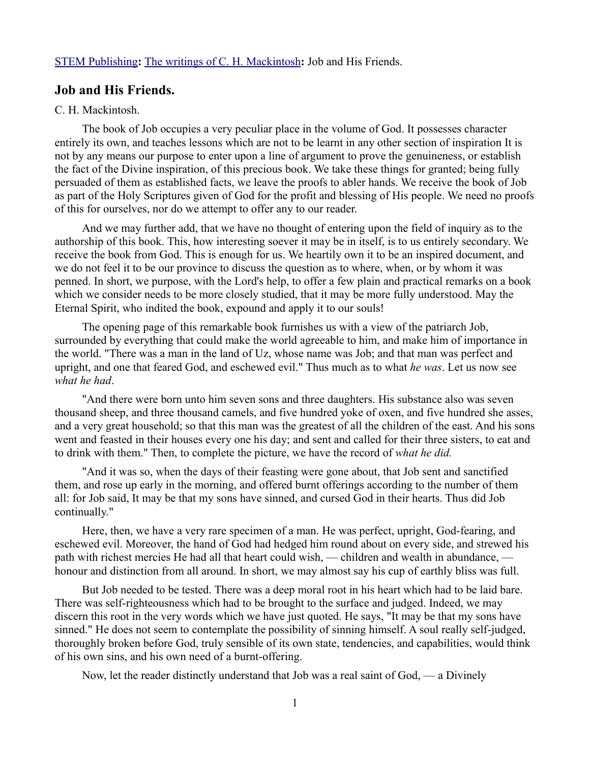STEM Publishing**:** The writings of C. H. Mackintosh**:** Job and His Friends.

## Job and His Friends.

C. H. Mackintosh.

The book of Job occupies a very peculiar place in the volume of God. It possesses character entirely its own, and teaches lessons which are not to be learnt in any other section of inspiration It is not by any means our purpose to enter upon a line of argument to prove the genuineness, or establish the fact of the Divine inspiration, of this precious book. We take these things for granted; being fully persuaded of them as established facts, we leave the proofs to abler hands. We receive the book of Job as part of the Holy Scriptures given of God for the profit and blessing of His people. We need no proofs of this for ourselves, nor do we attempt to offer any to our reader.

And we may further add, that we have no thought of entering upon the field of inquiry as to the authorship of this book. This, how interesting soever it may be in itself, is to us entirely secondary. We receive the book from God. This is enough for us. We heartily own it to be an inspired document, and we do not feel it to be our province to discuss the question as to where, when, or by whom it was penned. In short, we purpose, with the Lord's help, to offer a few plain and practical remarks on a book which we consider needs to be more closely studied, that it may be more fully understood. May the Eternal Spirit, who indited the book, expound and apply it to our souls!

The opening page of this remarkable book furnishes us with a view of the patriarch Job, surrounded by everything that could make the world agreeable to him, and make him of importance in the world. "There was a man in the land of Uz, whose name was Job; and that man was perfect and upright, and one that feared God, and eschewed evil." Thus much as to what *he was*. Let us now see *what he had*.

"And there were born unto him seven sons and three daughters. His substance also was seven thousand sheep, and three thousand camels, and five hundred yoke of oxen, and five hundred she asses, and a very great household; so that this man was the greatest of all the children of the east. And his sons went and feasted in their houses every one his day; and sent and called for their three sisters, to eat and to drink with them." Then, to complete the picture, we have the record of *what he did.*

"And it was so, when the days of their feasting were gone about, that Job sent and sanctified them, and rose up early in the morning, and offered burnt offerings according to the number of them all: for Job said, It may be that my sons have sinned, and cursed God in their hearts. Thus did Job continually."

Here, then, we have a very rare specimen of a man. He was perfect, upright, God-fearing, and eschewed evil. Moreover, the hand of God had hedged him round about on every side, and strewed his path with richest mercies He had all that heart could wish, — children and wealth in abundance, — honour and distinction from all around. In short, we may almost say his cup of earthly bliss was full.

But Job needed to be tested. There was a deep moral root in his heart which had to be laid bare. There was self-righteousness which had to be brought to the surface and judged. Indeed, we may discern this root in the very words which we have just quoted. He says, "It may be that my sons have sinned." He does not seem to contemplate the possibility of sinning himself. A soul really self-judged, thoroughly broken before God, truly sensible of its own state, tendencies, and capabilities, would think of his own sins, and his own need of a burnt-offering.

Now, let the reader distinctly understand that Job was a real saint of God, — a Divinely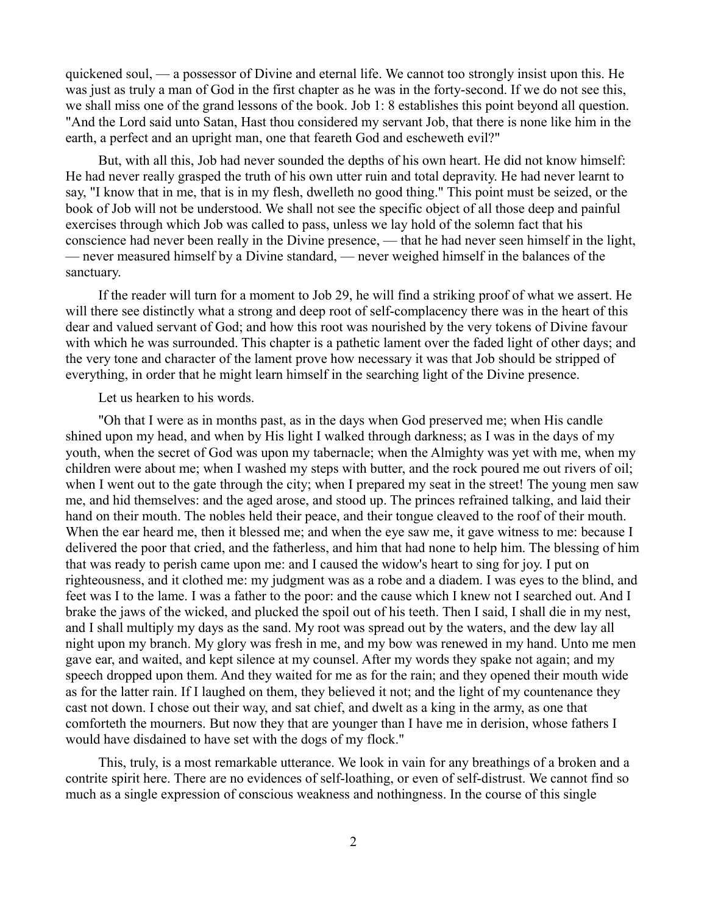quickened soul, — a possessor of Divine and eternal life. We cannot too strongly insist upon this. He was just as truly a man of God in the first chapter as he was in the forty-second. If we do not see this, we shall miss one of the grand lessons of the book. Job 1: 8 establishes this point beyond all question. "And the Lord said unto Satan, Hast thou considered my servant Job, that there is none like him in the earth, a perfect and an upright man, one that feareth God and escheweth evil?"

But, with all this, Job had never sounded the depths of his own heart. He did not know himself: He had never really grasped the truth of his own utter ruin and total depravity. He had never learnt to say, "I know that in me, that is in my flesh, dwelleth no good thing." This point must be seized, or the book of Job will not be understood. We shall not see the specific object of all those deep and painful exercises through which Job was called to pass, unless we lay hold of the solemn fact that his conscience had never been really in the Divine presence, — that he had never seen himself in the light, — never measured himself by a Divine standard, — never weighed himself in the balances of the sanctuary.

If the reader will turn for a moment to Job 29, he will find a striking proof of what we assert. He will there see distinctly what a strong and deep root of self-complacency there was in the heart of this dear and valued servant of God; and how this root was nourished by the very tokens of Divine favour with which he was surrounded. This chapter is a pathetic lament over the faded light of other days; and the very tone and character of the lament prove how necessary it was that Job should be stripped of everything, in order that he might learn himself in the searching light of the Divine presence.

Let us hearken to his words.

"Oh that I were as in months past, as in the days when God preserved me; when His candle shined upon my head, and when by His light I walked through darkness; as I was in the days of my youth, when the secret of God was upon my tabernacle; when the Almighty was yet with me, when my children were about me; when I washed my steps with butter, and the rock poured me out rivers of oil; when I went out to the gate through the city; when I prepared my seat in the street! The young men saw me, and hid themselves: and the aged arose, and stood up. The princes refrained talking, and laid their hand on their mouth. The nobles held their peace, and their tongue cleaved to the roof of their mouth. When the ear heard me, then it blessed me; and when the eye saw me, it gave witness to me: because I delivered the poor that cried, and the fatherless, and him that had none to help him. The blessing of him that was ready to perish came upon me: and I caused the widow's heart to sing for joy. I put on righteousness, and it clothed me: my judgment was as a robe and a diadem. I was eyes to the blind, and feet was I to the lame. I was a father to the poor: and the cause which I knew not I searched out. And I brake the jaws of the wicked, and plucked the spoil out of his teeth. Then I said, I shall die in my nest, and I shall multiply my days as the sand. My root was spread out by the waters, and the dew lay all night upon my branch. My glory was fresh in me, and my bow was renewed in my hand. Unto me men gave ear, and waited, and kept silence at my counsel. After my words they spake not again; and my speech dropped upon them. And they waited for me as for the rain; and they opened their mouth wide as for the latter rain. If I laughed on them, they believed it not; and the light of my countenance they cast not down. I chose out their way, and sat chief, and dwelt as a king in the army, as one that comforteth the mourners. But now they that are younger than I have me in derision, whose fathers I would have disdained to have set with the dogs of my flock."

This, truly, is a most remarkable utterance. We look in vain for any breathings of a broken and a contrite spirit here. There are no evidences of self-loathing, or even of self-distrust. We cannot find so much as a single expression of conscious weakness and nothingness. In the course of this single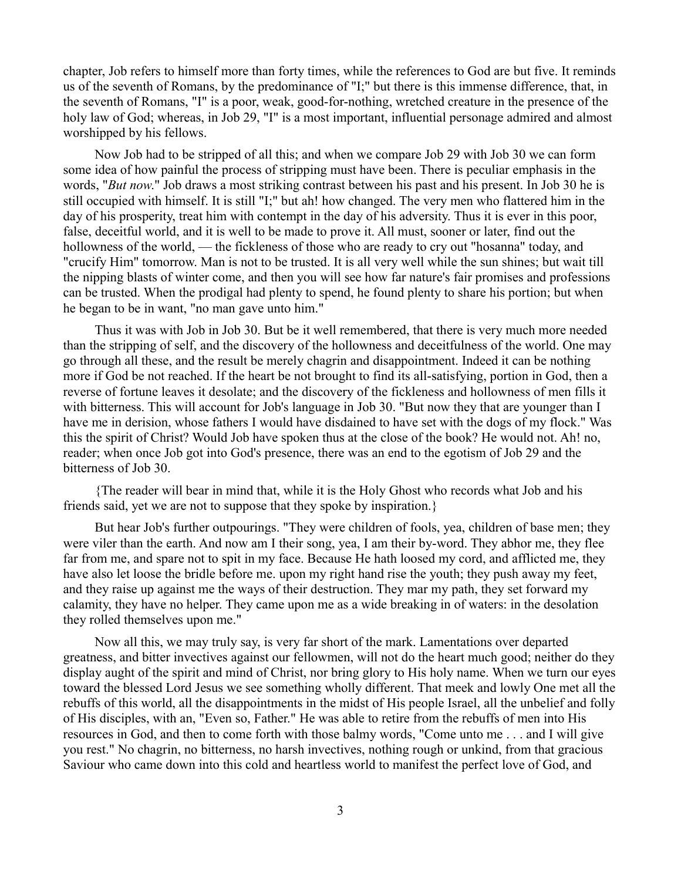chapter, Job refers to himself more than forty times, while the references to God are but five. It reminds us of the seventh of Romans, by the predominance of "I;" but there is this immense difference, that, in the seventh of Romans, "I" is a poor, weak, good-for-nothing, wretched creature in the presence of the holy law of God; whereas, in Job 29, "I" is a most important, influential personage admired and almost worshipped by his fellows.

Now Job had to be stripped of all this; and when we compare Job 29 with Job 30 we can form some idea of how painful the process of stripping must have been. There is peculiar emphasis in the words, "*But now.*" Job draws a most striking contrast between his past and his present. In Job 30 he is still occupied with himself. It is still "I;" but ah! how changed. The very men who flattered him in the day of his prosperity, treat him with contempt in the day of his adversity. Thus it is ever in this poor, false, deceitful world, and it is well to be made to prove it. All must, sooner or later, find out the hollowness of the world, — the fickleness of those who are ready to cry out "hosanna" today, and "crucify Him" tomorrow. Man is not to be trusted. It is all very well while the sun shines; but wait till the nipping blasts of winter come, and then you will see how far nature's fair promises and professions can be trusted. When the prodigal had plenty to spend, he found plenty to share his portion; but when he began to be in want, "no man gave unto him."

Thus it was with Job in Job 30. But be it well remembered, that there is very much more needed than the stripping of self, and the discovery of the hollowness and deceitfulness of the world. One may go through all these, and the result be merely chagrin and disappointment. Indeed it can be nothing more if God be not reached. If the heart be not brought to find its all-satisfying, portion in God, then a reverse of fortune leaves it desolate; and the discovery of the fickleness and hollowness of men fills it with bitterness. This will account for Job's language in Job 30. "But now they that are younger than I have me in derision, whose fathers I would have disdained to have set with the dogs of my flock." Was this the spirit of Christ? Would Job have spoken thus at the close of the book? He would not. Ah! no, reader; when once Job got into God's presence, there was an end to the egotism of Job 29 and the bitterness of Job 30.

{The reader will bear in mind that, while it is the Holy Ghost who records what Job and his friends said, yet we are not to suppose that they spoke by inspiration.}

But hear Job's further outpourings. "They were children of fools, yea, children of base men; they were viler than the earth. And now am I their song, yea, I am their by-word. They abhor me, they flee far from me, and spare not to spit in my face. Because He hath loosed my cord, and afflicted me, they have also let loose the bridle before me. upon my right hand rise the youth; they push away my feet, and they raise up against me the ways of their destruction. They mar my path, they set forward my calamity, they have no helper. They came upon me as a wide breaking in of waters: in the desolation they rolled themselves upon me."

Now all this, we may truly say, is very far short of the mark. Lamentations over departed greatness, and bitter invectives against our fellowmen, will not do the heart much good; neither do they display aught of the spirit and mind of Christ, nor bring glory to His holy name. When we turn our eyes toward the blessed Lord Jesus we see something wholly different. That meek and lowly One met all the rebuffs of this world, all the disappointments in the midst of His people Israel, all the unbelief and folly of His disciples, with an, "Even so, Father." He was able to retire from the rebuffs of men into His resources in God, and then to come forth with those balmy words, "Come unto me . . . and I will give you rest." No chagrin, no bitterness, no harsh invectives, nothing rough or unkind, from that gracious Saviour who came down into this cold and heartless world to manifest the perfect love of God, and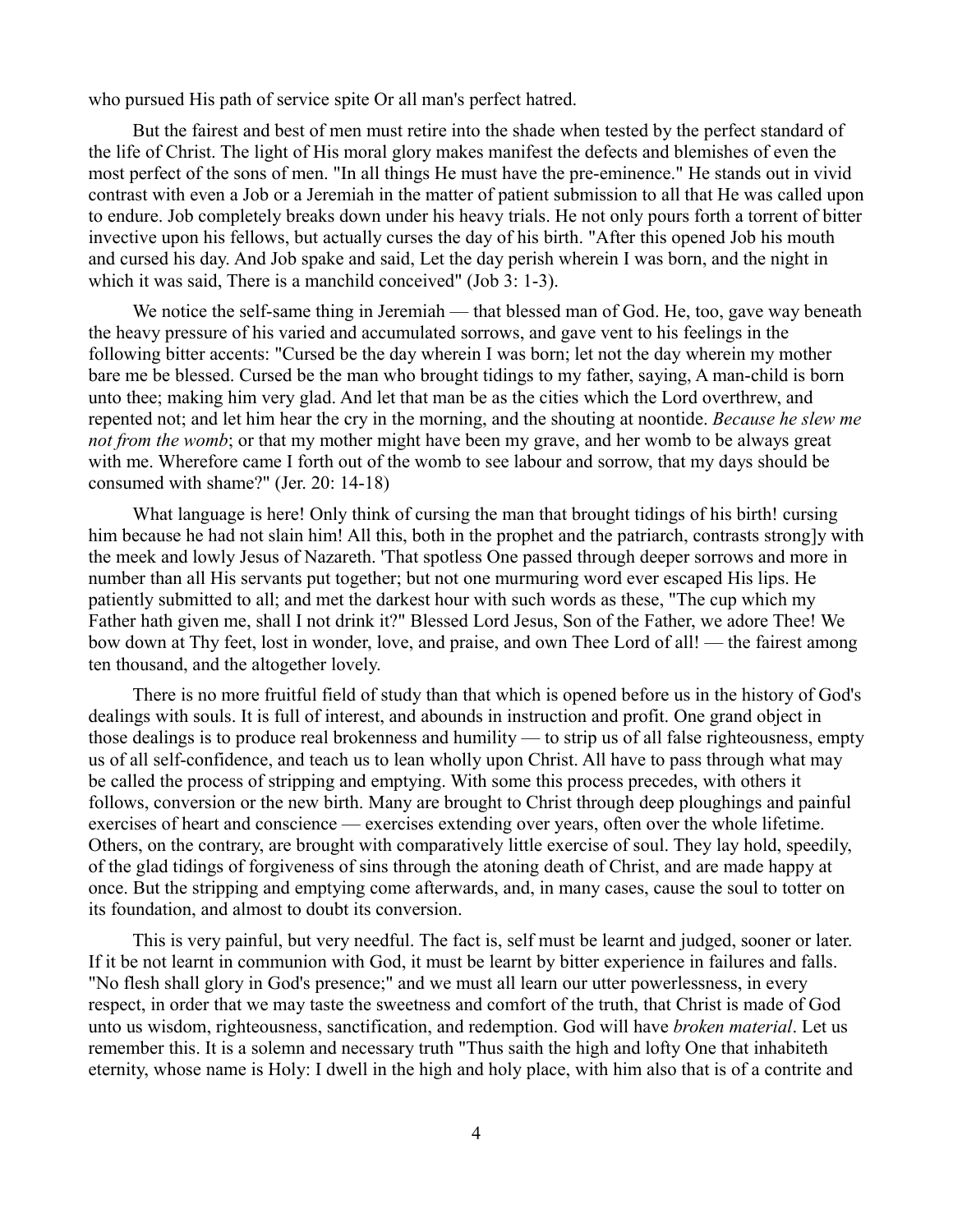who pursued His path of service spite Or all man's perfect hatred.

But the fairest and best of men must retire into the shade when tested by the perfect standard of the life of Christ. The light of His moral glory makes manifest the defects and blemishes of even the most perfect of the sons of men. "In all things He must have the pre-eminence." He stands out in vivid contrast with even a Job or a Jeremiah in the matter of patient submission to all that He was called upon to endure. Job completely breaks down under his heavy trials. He not only pours forth a torrent of bitter invective upon his fellows, but actually curses the day of his birth. "After this opened Job his mouth and cursed his day. And Job spake and said, Let the day perish wherein I was born, and the night in which it was said, There is a manchild conceived" (Job 3: 1-3).

We notice the self-same thing in Jeremiah — that blessed man of God. He, too, gave way beneath the heavy pressure of his varied and accumulated sorrows, and gave vent to his feelings in the following bitter accents: "Cursed be the day wherein I was born; let not the day wherein my mother bare me be blessed. Cursed be the man who brought tidings to my father, saying, A man-child is born unto thee; making him very glad. And let that man be as the cities which the Lord overthrew, and repented not; and let him hear the cry in the morning, and the shouting at noontide. *Because he slew me not from the womb*; or that my mother might have been my grave, and her womb to be always great with me. Wherefore came I forth out of the womb to see labour and sorrow, that my days should be consumed with shame?" (Jer. 20: 14-18)

What language is here! Only think of cursing the man that brought tidings of his birth! cursing him because he had not slain him! All this, both in the prophet and the patriarch, contrasts strong]y with the meek and lowly Jesus of Nazareth. 'That spotless One passed through deeper sorrows and more in number than all His servants put together; but not one murmuring word ever escaped His lips. He patiently submitted to all; and met the darkest hour with such words as these, "The cup which my Father hath given me, shall I not drink it?" Blessed Lord Jesus, Son of the Father, we adore Thee! We bow down at Thy feet, lost in wonder, love, and praise, and own Thee Lord of all! — the fairest among ten thousand, and the altogether lovely.

There is no more fruitful field of study than that which is opened before us in the history of God's dealings with souls. It is full of interest, and abounds in instruction and profit. One grand object in those dealings is to produce real brokenness and humility — to strip us of all false righteousness, empty us of all self-confidence, and teach us to lean wholly upon Christ. All have to pass through what may be called the process of stripping and emptying. With some this process precedes, with others it follows, conversion or the new birth. Many are brought to Christ through deep ploughings and painful exercises of heart and conscience — exercises extending over years, often over the whole lifetime. Others, on the contrary, are brought with comparatively little exercise of soul. They lay hold, speedily, of the glad tidings of forgiveness of sins through the atoning death of Christ, and are made happy at once. But the stripping and emptying come afterwards, and, in many cases, cause the soul to totter on its foundation, and almost to doubt its conversion.

This is very painful, but very needful. The fact is, self must be learnt and judged, sooner or later. If it be not learnt in communion with God, it must be learnt by bitter experience in failures and falls. "No flesh shall glory in God's presence;" and we must all learn our utter powerlessness, in every respect, in order that we may taste the sweetness and comfort of the truth, that Christ is made of God unto us wisdom, righteousness, sanctification, and redemption. God will have *broken material*. Let us remember this. It is a solemn and necessary truth "Thus saith the high and lofty One that inhabiteth eternity, whose name is Holy: I dwell in the high and holy place, with him also that is of a contrite and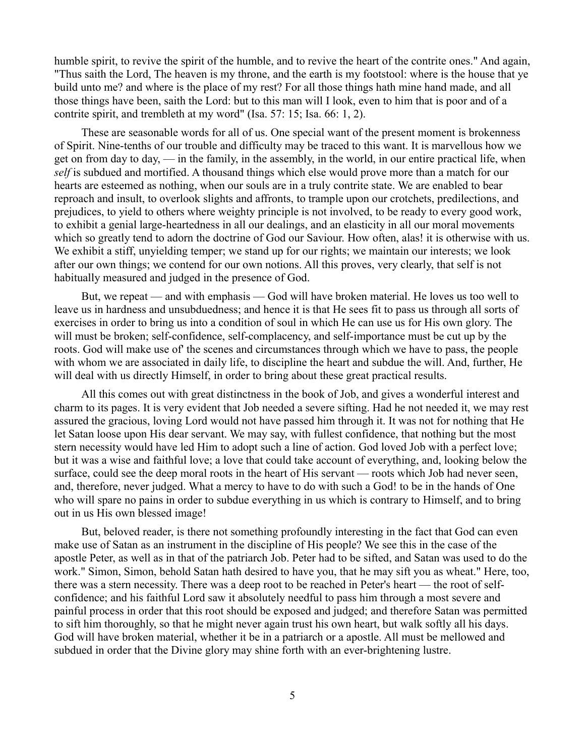humble spirit, to revive the spirit of the humble, and to revive the heart of the contrite ones." And again, "Thus saith the Lord, The heaven is my throne, and the earth is my footstool: where is the house that ye build unto me? and where is the place of my rest? For all those things hath mine hand made, and all those things have been, saith the Lord: but to this man will I look, even to him that is poor and of a contrite spirit, and trembleth at my word" (Isa. 57: 15; Isa. 66: 1, 2).

These are seasonable words for all of us. One special want of the present moment is brokenness of Spirit. Nine-tenths of our trouble and difficulty may be traced to this want. It is marvellous how we get on from day to day, — in the family, in the assembly, in the world, in our entire practical life, when *self* is subdued and mortified. A thousand things which else would prove more than a match for our hearts are esteemed as nothing, when our souls are in a truly contrite state. We are enabled to bear reproach and insult, to overlook slights and affronts, to trample upon our crotchets, predilections, and prejudices, to yield to others where weighty principle is not involved, to be ready to every good work, to exhibit a genial large-heartedness in all our dealings, and an elasticity in all our moral movements which so greatly tend to adorn the doctrine of God our Saviour. How often, alas! it is otherwise with us. We exhibit a stiff, unyielding temper; we stand up for our rights; we maintain our interests; we look after our own things; we contend for our own notions. All this proves, very clearly, that self is not habitually measured and judged in the presence of God.

But, we repeat — and with emphasis — God will have broken material. He loves us too well to leave us in hardness and unsubduedness; and hence it is that He sees fit to pass us through all sorts of exercises in order to bring us into a condition of soul in which He can use us for His own glory. The will must be broken; self-confidence, self-complacency, and self-importance must be cut up by the roots. God will make use of' the scenes and circumstances through which we have to pass, the people with whom we are associated in daily life, to discipline the heart and subdue the will. And, further, He will deal with us directly Himself, in order to bring about these great practical results.

All this comes out with great distinctness in the book of Job, and gives a wonderful interest and charm to its pages. It is very evident that Job needed a severe sifting. Had he not needed it, we may rest assured the gracious, loving Lord would not have passed him through it. It was not for nothing that He let Satan loose upon His dear servant. We may say, with fullest confidence, that nothing but the most stern necessity would have led Him to adopt such a line of action. God loved Job with a perfect love; but it was a wise and faithful love; a love that could take account of everything, and, looking below the surface, could see the deep moral roots in the heart of His servant — roots which Job had never seen, and, therefore, never judged. What a mercy to have to do with such a God! to be in the hands of One who will spare no pains in order to subdue everything in us which is contrary to Himself, and to bring out in us His own blessed image!

But, beloved reader, is there not something profoundly interesting in the fact that God can even make use of Satan as an instrument in the discipline of His people? We see this in the case of the apostle Peter, as well as in that of the patriarch Job. Peter had to be sifted, and Satan was used to do the work." Simon, Simon, behold Satan hath desired to have you, that he may sift you as wheat." Here, too, there was a stern necessity. There was a deep root to be reached in Peter's heart — the root of self-confidence; and his faithful Lord saw it absolutely needful to pass him through a most severe and painful process in order that this root should be exposed and judged; and therefore Satan was permitted to sift him thoroughly, so that he might never again trust his own heart, but walk softly all his days. God will have broken material, whether it be in a patriarch or a apostle. All must be mellowed and subdued in order that the Divine glory may shine forth with an ever-brightening lustre.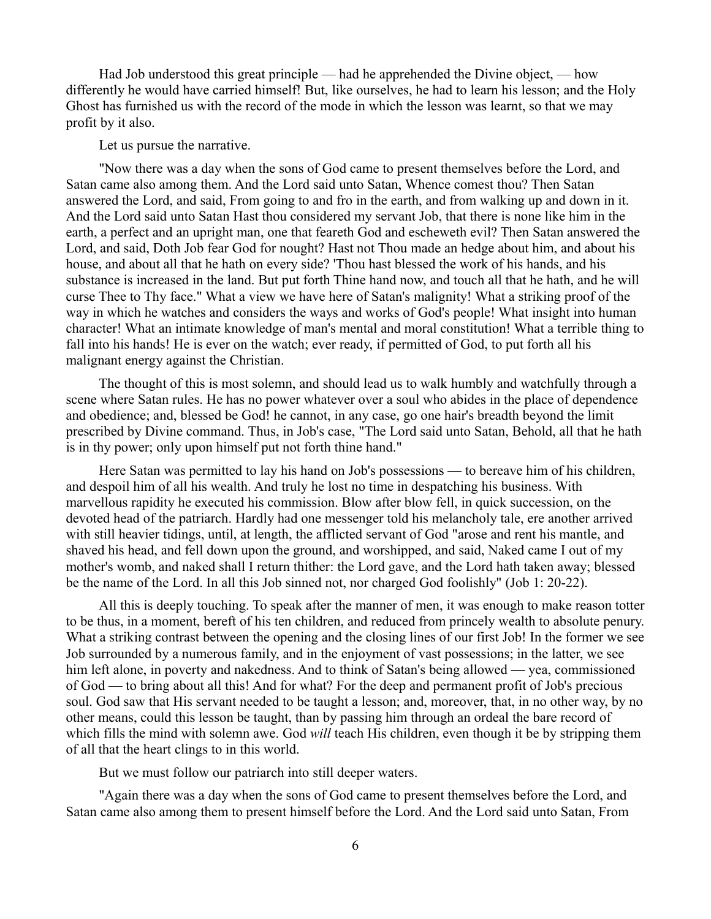Had Job understood this great principle — had he apprehended the Divine object, — how differently he would have carried himself! But, like ourselves, he had to learn his lesson; and the Holy Ghost has furnished us with the record of the mode in which the lesson was learnt, so that we may profit by it also.

Let us pursue the narrative.

"Now there was a day when the sons of God came to present themselves before the Lord, and Satan came also among them. And the Lord said unto Satan, Whence comest thou? Then Satan answered the Lord, and said, From going to and fro in the earth, and from walking up and down in it. And the Lord said unto Satan Hast thou considered my servant Job, that there is none like him in the earth, a perfect and an upright man, one that feareth God and escheweth evil? Then Satan answered the Lord, and said, Doth Job fear God for nought? Hast not Thou made an hedge about him, and about his house, and about all that he hath on every side? 'Thou hast blessed the work of his hands, and his substance is increased in the land. But put forth Thine hand now, and touch all that he hath, and he will curse Thee to Thy face." What a view we have here of Satan's malignity! What a striking proof of the way in which he watches and considers the ways and works of God's people! What insight into human character! What an intimate knowledge of man's mental and moral constitution! What a terrible thing to fall into his hands! He is ever on the watch; ever ready, if permitted of God, to put forth all his malignant energy against the Christian.

The thought of this is most solemn, and should lead us to walk humbly and watchfully through a scene where Satan rules. He has no power whatever over a soul who abides in the place of dependence and obedience; and, blessed be God! he cannot, in any case, go one hair's breadth beyond the limit prescribed by Divine command. Thus, in Job's case, "The Lord said unto Satan, Behold, all that he hath is in thy power; only upon himself put not forth thine hand."

Here Satan was permitted to lay his hand on Job's possessions — to bereave him of his children, and despoil him of all his wealth. And truly he lost no time in despatching his business. With marvellous rapidity he executed his commission. Blow after blow fell, in quick succession, on the devoted head of the patriarch. Hardly had one messenger told his melancholy tale, ere another arrived with still heavier tidings, until, at length, the afflicted servant of God "arose and rent his mantle, and shaved his head, and fell down upon the ground, and worshipped, and said, Naked came I out of my mother's womb, and naked shall I return thither: the Lord gave, and the Lord hath taken away; blessed be the name of the Lord. In all this Job sinned not, nor charged God foolishly" (Job 1: 20-22).

All this is deeply touching. To speak after the manner of men, it was enough to make reason totter to be thus, in a moment, bereft of his ten children, and reduced from princely wealth to absolute penury. What a striking contrast between the opening and the closing lines of our first Job! In the former we see Job surrounded by a numerous family, and in the enjoyment of vast possessions; in the latter, we see him left alone, in poverty and nakedness. And to think of Satan's being allowed — yea, commissioned of God — to bring about all this! And for what? For the deep and permanent profit of Job's precious soul. God saw that His servant needed to be taught a lesson; and, moreover, that, in no other way, by no other means, could this lesson be taught, than by passing him through an ordeal the bare record of which fills the mind with solemn awe. God *will* teach His children, even though it be by stripping them of all that the heart clings to in this world.

But we must follow our patriarch into still deeper waters.

"Again there was a day when the sons of God came to present themselves before the Lord, and Satan came also among them to present himself before the Lord. And the Lord said unto Satan, From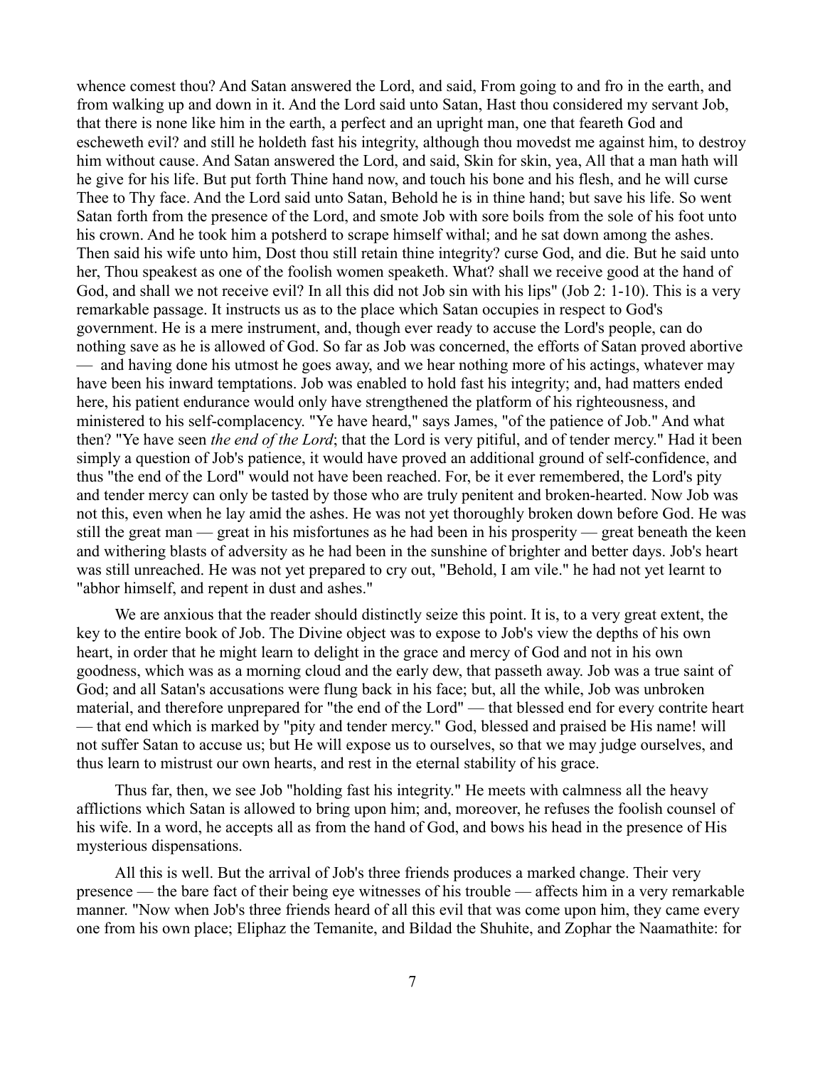whence comest thou? And Satan answered the Lord, and said, From going to and fro in the earth, and from walking up and down in it. And the Lord said unto Satan, Hast thou considered my servant Job, that there is none like him in the earth, a perfect and an upright man, one that feareth God and escheweth evil? and still he holdeth fast his integrity, although thou movedst me against him, to destroy him without cause. And Satan answered the Lord, and said, Skin for skin, yea, All that a man hath will he give for his life. But put forth Thine hand now, and touch his bone and his flesh, and he will curse Thee to Thy face. And the Lord said unto Satan, Behold he is in thine hand; but save his life. So went Satan forth from the presence of the Lord, and smote Job with sore boils from the sole of his foot unto his crown. And he took him a potsherd to scrape himself withal; and he sat down among the ashes. Then said his wife unto him, Dost thou still retain thine integrity? curse God, and die. But he said unto her, Thou speakest as one of the foolish women speaketh. What? shall we receive good at the hand of God, and shall we not receive evil? In all this did not Job sin with his lips" (Job 2: 1-10). This is a very remarkable passage. It instructs us as to the place which Satan occupies in respect to God's government. He is a mere instrument, and, though ever ready to accuse the Lord's people, can do nothing save as he is allowed of God. So far as Job was concerned, the efforts of Satan proved abortive — and having done his utmost he goes away, and we hear nothing more of his actings, whatever may have been his inward temptations. Job was enabled to hold fast his integrity; and, had matters ended here, his patient endurance would only have strengthened the platform of his righteousness, and ministered to his self-complacency. "Ye have heard," says James, "of the patience of Job." And what then? "Ye have seen *the end of the Lord*; that the Lord is very pitiful, and of tender mercy." Had it been simply a question of Job's patience, it would have proved an additional ground of self-confidence, and thus "the end of the Lord" would not have been reached. For, be it ever remembered, the Lord's pity and tender mercy can only be tasted by those who are truly penitent and broken-hearted. Now Job was not this, even when he lay amid the ashes. He was not yet thoroughly broken down before God. He was still the great man — great in his misfortunes as he had been in his prosperity — great beneath the keen and withering blasts of adversity as he had been in the sunshine of brighter and better days. Job's heart was still unreached. He was not yet prepared to cry out, "Behold, I am vile." he had not yet learnt to "abhor himself, and repent in dust and ashes."

We are anxious that the reader should distinctly seize this point. It is, to a very great extent, the key to the entire book of Job. The Divine object was to expose to Job's view the depths of his own heart, in order that he might learn to delight in the grace and mercy of God and not in his own goodness, which was as a morning cloud and the early dew, that passeth away. Job was a true saint of God; and all Satan's accusations were flung back in his face; but, all the while, Job was unbroken material, and therefore unprepared for "the end of the Lord" — that blessed end for every contrite heart — that end which is marked by "pity and tender mercy." God, blessed and praised be His name! will not suffer Satan to accuse us; but He will expose us to ourselves, so that we may judge ourselves, and thus learn to mistrust our own hearts, and rest in the eternal stability of his grace.

Thus far, then, we see Job "holding fast his integrity." He meets with calmness all the heavy afflictions which Satan is allowed to bring upon him; and, moreover, he refuses the foolish counsel of his wife. In a word, he accepts all as from the hand of God, and bows his head in the presence of His mysterious dispensations.

All this is well. But the arrival of Job's three friends produces a marked change. Their very presence — the bare fact of their being eye witnesses of his trouble — affects him in a very remarkable manner. "Now when Job's three friends heard of all this evil that was come upon him, they came every one from his own place; Eliphaz the Temanite, and Bildad the Shuhite, and Zophar the Naamathite: for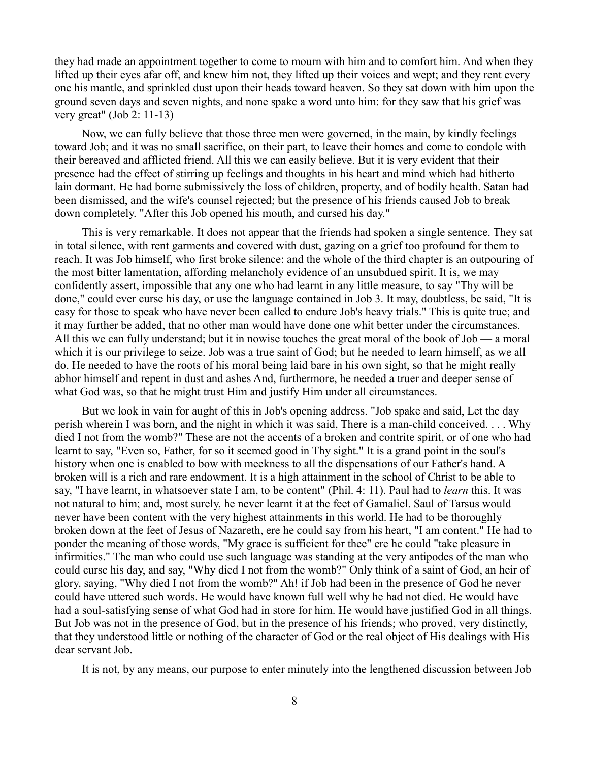they had made an appointment together to come to mourn with him and to comfort him. And when they lifted up their eyes afar off, and knew him not, they lifted up their voices and wept; and they rent every one his mantle, and sprinkled dust upon their heads toward heaven. So they sat down with him upon the ground seven days and seven nights, and none spake a word unto him: for they saw that his grief was very great" (Job 2: 11-13)

Now, we can fully believe that those three men were governed, in the main, by kindly feelings toward Job; and it was no small sacrifice, on their part, to leave their homes and come to condole with their bereaved and afflicted friend. All this we can easily believe. But it is very evident that their presence had the effect of stirring up feelings and thoughts in his heart and mind which had hitherto lain dormant. He had borne submissively the loss of children, property, and of bodily health. Satan had been dismissed, and the wife's counsel rejected; but the presence of his friends caused Job to break down completely. "After this Job opened his mouth, and cursed his day."

This is very remarkable. It does not appear that the friends had spoken a single sentence. They sat in total silence, with rent garments and covered with dust, gazing on a grief too profound for them to reach. It was Job himself, who first broke silence: and the whole of the third chapter is an outpouring of the most bitter lamentation, affording melancholy evidence of an unsubdued spirit. It is, we may confidently assert, impossible that any one who had learnt in any little measure, to say "Thy will be done," could ever curse his day, or use the language contained in Job 3. It may, doubtless, be said, "It is easy for those to speak who have never been called to endure Job's heavy trials." This is quite true; and it may further be added, that no other man would have done one whit better under the circumstances. All this we can fully understand; but it in nowise touches the great moral of the book of Job — a moral which it is our privilege to seize. Job was a true saint of God; but he needed to learn himself, as we all do. He needed to have the roots of his moral being laid bare in his own sight, so that he might really abhor himself and repent in dust and ashes And, furthermore, he needed a truer and deeper sense of what God was, so that he might trust Him and justify Him under all circumstances.

But we look in vain for aught of this in Job's opening address. "Job spake and said, Let the day perish wherein I was born, and the night in which it was said, There is a man-child conceived. . . . Why died I not from the womb?" These are not the accents of a broken and contrite spirit, or of one who had learnt to say, "Even so, Father, for so it seemed good in Thy sight." It is a grand point in the soul's history when one is enabled to bow with meekness to all the dispensations of our Father's hand. A broken will is a rich and rare endowment. It is a high attainment in the school of Christ to be able to say, "I have learnt, in whatsoever state I am, to be content" (Phil. 4: 11). Paul had to *learn* this. It was not natural to him; and, most surely, he never learnt it at the feet of Gamaliel. Saul of Tarsus would never have been content with the very highest attainments in this world. He had to be thoroughly broken down at the feet of Jesus of Nazareth, ere he could say from his heart, "I am content." He had to ponder the meaning of those words, "My grace is sufficient for thee" ere he could "take pleasure in infirmities." The man who could use such language was standing at the very antipodes of the man who could curse his day, and say, "Why died I not from the womb?" Only think of a saint of God, an heir of glory, saying, "Why died I not from the womb?" Ah! if Job had been in the presence of God he never could have uttered such words. He would have known full well why he had not died. He would have had a soul-satisfying sense of what God had in store for him. He would have justified God in all things. But Job was not in the presence of God, but in the presence of his friends; who proved, very distinctly, that they understood little or nothing of the character of God or the real object of His dealings with His dear servant Job.

It is not, by any means, our purpose to enter minutely into the lengthened discussion between Job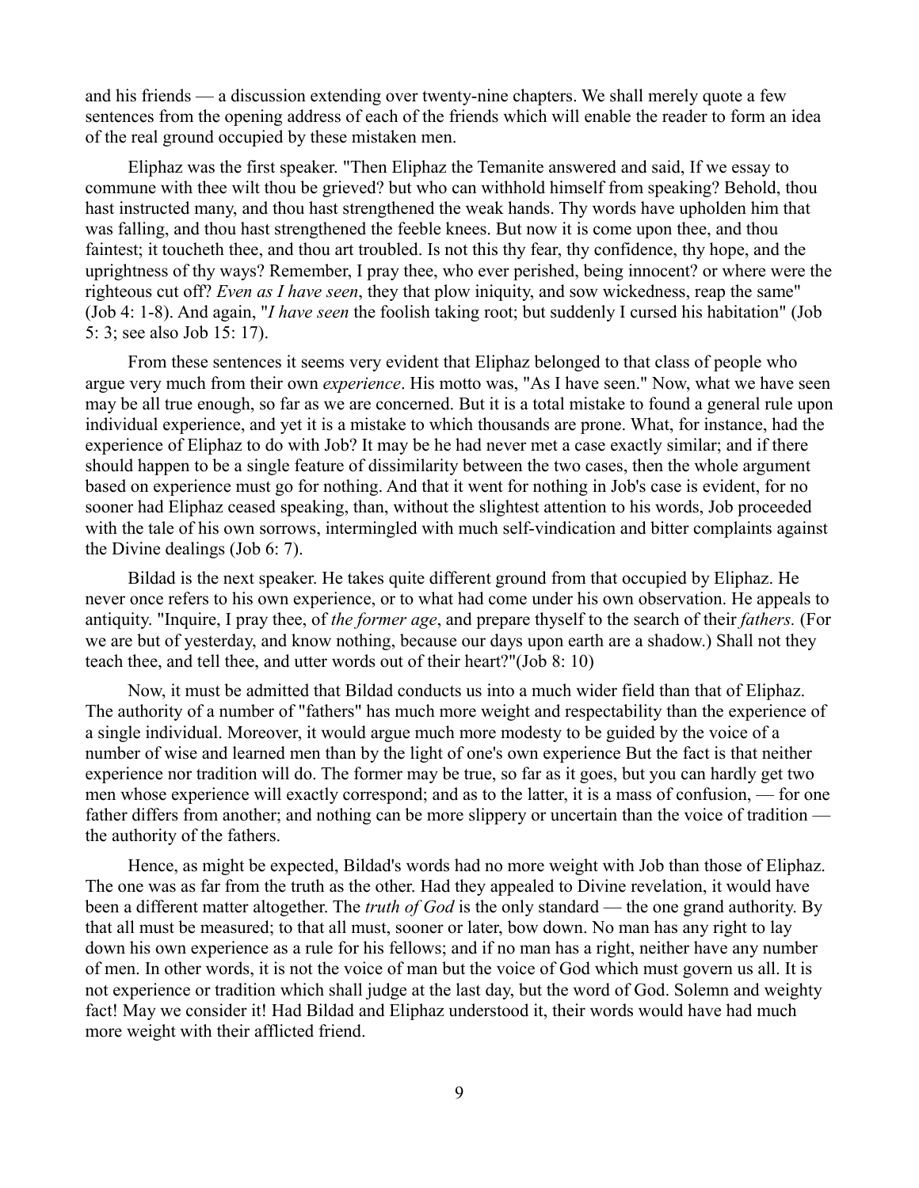and his friends — a discussion extending over twenty-nine chapters. We shall merely quote a few sentences from the opening address of each of the friends which will enable the reader to form an idea of the real ground occupied by these mistaken men.

Eliphaz was the first speaker. "Then Eliphaz the Temanite answered and said, If we essay to commune with thee wilt thou be grieved? but who can withhold himself from speaking? Behold, thou hast instructed many, and thou hast strengthened the weak hands. Thy words have upholden him that was falling, and thou hast strengthened the feeble knees. But now it is come upon thee, and thou faintest; it toucheth thee, and thou art troubled. Is not this thy fear, thy confidence, thy hope, and the uprightness of thy ways? Remember, I pray thee, who ever perished, being innocent? or where were the righteous cut off? *Even as I have seen*, they that plow iniquity, and sow wickedness, reap the same" (Job 4: 1-8). And again, "*I have seen* the foolish taking root; but suddenly I cursed his habitation" (Job 5: 3; see also Job 15: 17).

From these sentences it seems very evident that Eliphaz belonged to that class of people who argue very much from their own *experience*. His motto was, "As I have seen." Now, what we have seen may be all true enough, so far as we are concerned. But it is a total mistake to found a general rule upon individual experience, and yet it is a mistake to which thousands are prone. What, for instance, had the experience of Eliphaz to do with Job? It may be he had never met a case exactly similar; and if there should happen to be a single feature of dissimilarity between the two cases, then the whole argument based on experience must go for nothing. And that it went for nothing in Job's case is evident, for no sooner had Eliphaz ceased speaking, than, without the slightest attention to his words, Job proceeded with the tale of his own sorrows, intermingled with much self-vindication and bitter complaints against the Divine dealings (Job 6: 7).

Bildad is the next speaker. He takes quite different ground from that occupied by Eliphaz. He never once refers to his own experience, or to what had come under his own observation. He appeals to antiquity. "Inquire, I pray thee, of *the former age*, and prepare thyself to the search of their *fathers.* (For we are but of yesterday, and know nothing, because our days upon earth are a shadow.) Shall not they teach thee, and tell thee, and utter words out of their heart?"(Job 8: 10)

Now, it must be admitted that Bildad conducts us into a much wider field than that of Eliphaz. The authority of a number of "fathers" has much more weight and respectability than the experience of a single individual. Moreover, it would argue much more modesty to be guided by the voice of a number of wise and learned men than by the light of one's own experience But the fact is that neither experience nor tradition will do. The former may be true, so far as it goes, but you can hardly get two men whose experience will exactly correspond; and as to the latter, it is a mass of confusion, — for one father differs from another; and nothing can be more slippery or uncertain than the voice of tradition — the authority of the fathers.

Hence, as might be expected, Bildad's words had no more weight with Job than those of Eliphaz. The one was as far from the truth as the other. Had they appealed to Divine revelation, it would have been a different matter altogether. The *truth of God* is the only standard — the one grand authority. By that all must be measured; to that all must, sooner or later, bow down. No man has any right to lay down his own experience as a rule for his fellows; and if no man has a right, neither have any number of men. In other words, it is not the voice of man but the voice of God which must govern us all. It is not experience or tradition which shall judge at the last day, but the word of God. Solemn and weighty fact! May we consider it! Had Bildad and Eliphaz understood it, their words would have had much more weight with their afflicted friend.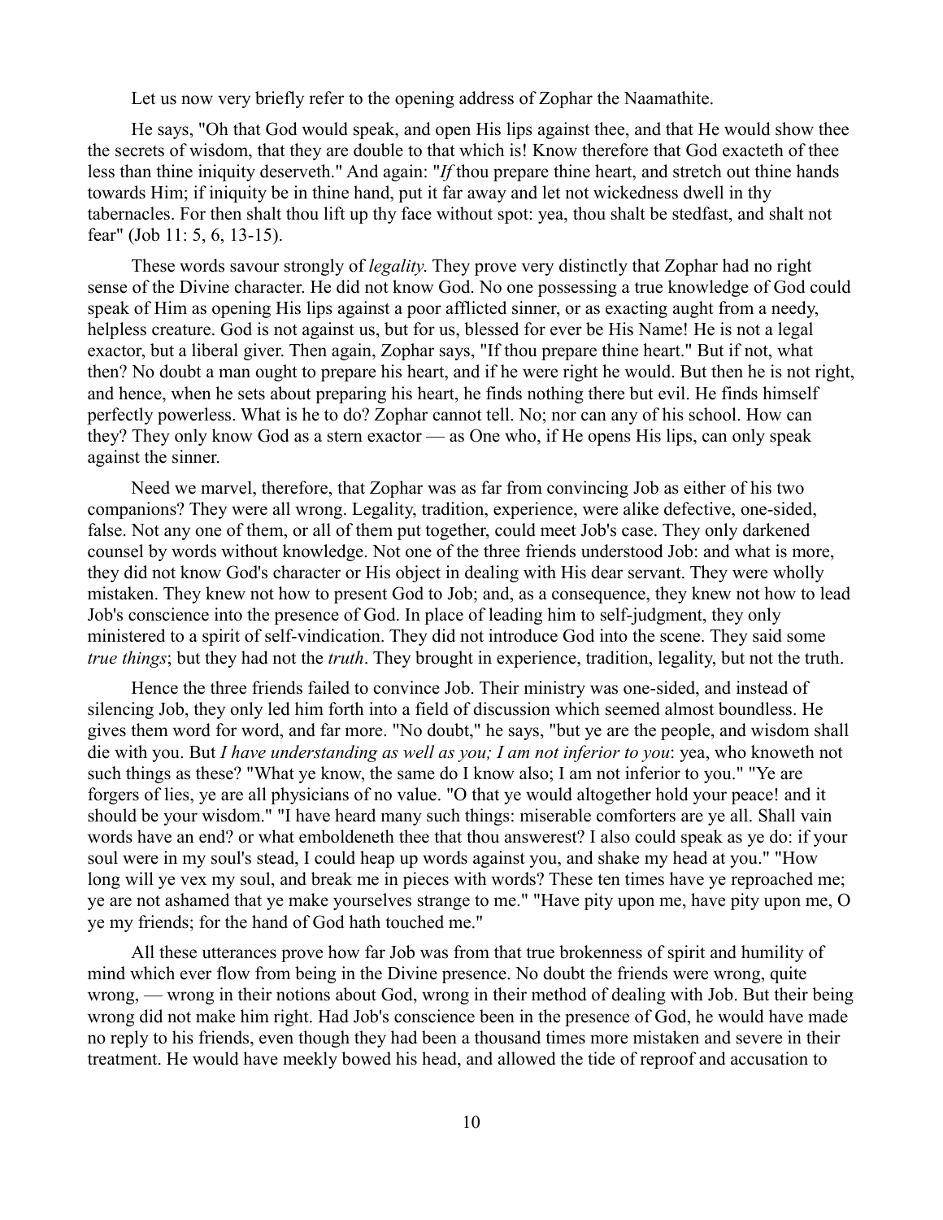Let us now very briefly refer to the opening address of Zophar the Naamathite.

He says, "Oh that God would speak, and open His lips against thee, and that He would show thee the secrets of wisdom, that they are double to that which is! Know therefore that God exacteth of thee less than thine iniquity deserveth." And again: "*If* thou prepare thine heart, and stretch out thine hands towards Him; if iniquity be in thine hand, put it far away and let not wickedness dwell in thy tabernacles. For then shalt thou lift up thy face without spot: yea, thou shalt be stedfast, and shalt not fear" (Job 11: 5, 6, 13-15).

These words savour strongly of *legality*. They prove very distinctly that Zophar had no right sense of the Divine character. He did not know God. No one possessing a true knowledge of God could speak of Him as opening His lips against a poor afflicted sinner, or as exacting aught from a needy, helpless creature. God is not against us, but for us, blessed for ever be His Name! He is not a legal exactor, but a liberal giver. Then again, Zophar says, "If thou prepare thine heart." But if not, what then? No doubt a man ought to prepare his heart, and if he were right he would. But then he is not right, and hence, when he sets about preparing his heart, he finds nothing there but evil. He finds himself perfectly powerless. What is he to do? Zophar cannot tell. No; nor can any of his school. How can they? They only know God as a stern exactor — as One who, if He opens His lips, can only speak against the sinner.

Need we marvel, therefore, that Zophar was as far from convincing Job as either of his two companions? They were all wrong. Legality, tradition, experience, were alike defective, one-sided, false. Not any one of them, or all of them put together, could meet Job's case. They only darkened counsel by words without knowledge. Not one of the three friends understood Job: and what is more, they did not know God's character or His object in dealing with His dear servant. They were wholly mistaken. They knew not how to present God to Job; and, as a consequence, they knew not how to lead Job's conscience into the presence of God. In place of leading him to self-judgment, they only ministered to a spirit of self-vindication. They did not introduce God into the scene. They said some *true things*; but they had not the *truth*. They brought in experience, tradition, legality, but not the truth.

Hence the three friends failed to convince Job. Their ministry was one-sided, and instead of silencing Job, they only led him forth into a field of discussion which seemed almost boundless. He gives them word for word, and far more. "No doubt," he says, "but ye are the people, and wisdom shall die with you. But *I have understanding as well as you; I am not inferior to you*: yea, who knoweth not such things as these? "What ye know, the same do I know also; I am not inferior to you." "Ye are forgers of lies, ye are all physicians of no value. "O that ye would altogether hold your peace! and it should be your wisdom." "I have heard many such things: miserable comforters are ye all. Shall vain words have an end? or what emboldeneth thee that thou answerest? I also could speak as ye do: if your soul were in my soul's stead, I could heap up words against you, and shake my head at you." "How long will ye vex my soul, and break me in pieces with words? These ten times have ye reproached me; ye are not ashamed that ye make yourselves strange to me." "Have pity upon me, have pity upon me, O ye my friends; for the hand of God hath touched me."

All these utterances prove how far Job was from that true brokenness of spirit and humility of mind which ever flow from being in the Divine presence. No doubt the friends were wrong, quite wrong, — wrong in their notions about God, wrong in their method of dealing with Job. But their being wrong did not make him right. Had Job's conscience been in the presence of God, he would have made no reply to his friends, even though they had been a thousand times more mistaken and severe in their treatment. He would have meekly bowed his head, and allowed the tide of reproof and accusation to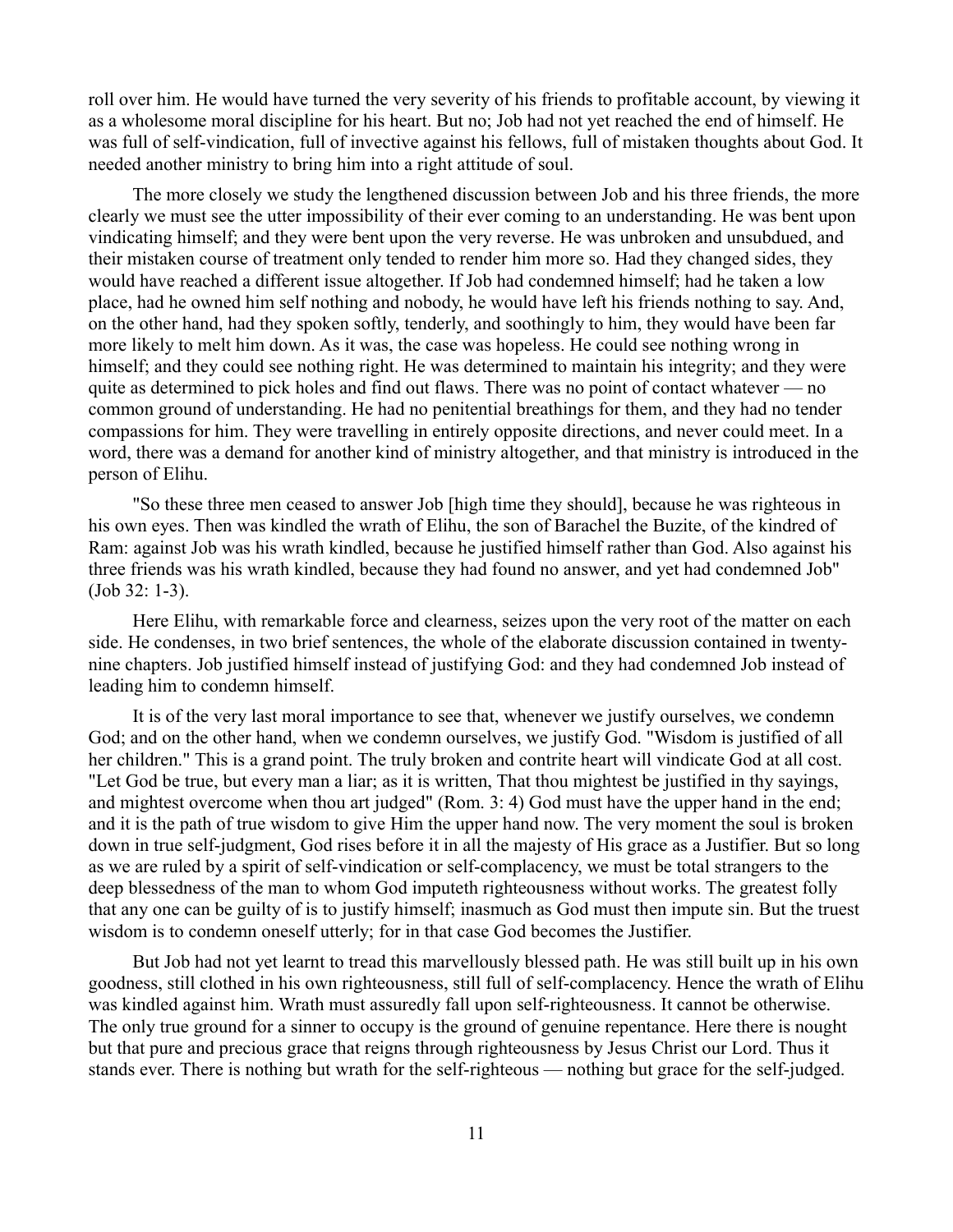roll over him. He would have turned the very severity of his friends to profitable account, by viewing it as a wholesome moral discipline for his heart. But no; Job had not yet reached the end of himself. He was full of self-vindication, full of invective against his fellows, full of mistaken thoughts about God. It needed another ministry to bring him into a right attitude of soul.

The more closely we study the lengthened discussion between Job and his three friends, the more clearly we must see the utter impossibility of their ever coming to an understanding. He was bent upon vindicating himself; and they were bent upon the very reverse. He was unbroken and unsubdued, and their mistaken course of treatment only tended to render him more so. Had they changed sides, they would have reached a different issue altogether. If Job had condemned himself; had he taken a low place, had he owned him self nothing and nobody, he would have left his friends nothing to say. And, on the other hand, had they spoken softly, tenderly, and soothingly to him, they would have been far more likely to melt him down. As it was, the case was hopeless. He could see nothing wrong in himself; and they could see nothing right. He was determined to maintain his integrity; and they were quite as determined to pick holes and find out flaws. There was no point of contact whatever — no common ground of understanding. He had no penitential breathings for them, and they had no tender compassions for him. They were travelling in entirely opposite directions, and never could meet. In a word, there was a demand for another kind of ministry altogether, and that ministry is introduced in the person of Elihu.

"So these three men ceased to answer Job [high time they should], because he was righteous in his own eyes. Then was kindled the wrath of Elihu, the son of Barachel the Buzite, of the kindred of Ram: against Job was his wrath kindled, because he justified himself rather than God. Also against his three friends was his wrath kindled, because they had found no answer, and yet had condemned Job" (Job 32: 1-3).

Here Elihu, with remarkable force and clearness, seizes upon the very root of the matter on each side. He condenses, in two brief sentences, the whole of the elaborate discussion contained in twenty-nine chapters. Job justified himself instead of justifying God: and they had condemned Job instead of leading him to condemn himself.

It is of the very last moral importance to see that, whenever we justify ourselves, we condemn God; and on the other hand, when we condemn ourselves, we justify God. "Wisdom is justified of all her children." This is a grand point. The truly broken and contrite heart will vindicate God at all cost. "Let God be true, but every man a liar; as it is written, That thou mightest be justified in thy sayings, and mightest overcome when thou art judged" (Rom. 3: 4) God must have the upper hand in the end; and it is the path of true wisdom to give Him the upper hand now. The very moment the soul is broken down in true self-judgment, God rises before it in all the majesty of His grace as a Justifier. But so long as we are ruled by a spirit of self-vindication or self-complacency, we must be total strangers to the deep blessedness of the man to whom God imputeth righteousness without works. The greatest folly that any one can be guilty of is to justify himself; inasmuch as God must then impute sin. But the truest wisdom is to condemn oneself utterly; for in that case God becomes the Justifier.

But Job had not yet learnt to tread this marvellously blessed path. He was still built up in his own goodness, still clothed in his own righteousness, still full of self-complacency. Hence the wrath of Elihu was kindled against him. Wrath must assuredly fall upon self-righteousness. It cannot be otherwise. The only true ground for a sinner to occupy is the ground of genuine repentance. Here there is nought but that pure and precious grace that reigns through righteousness by Jesus Christ our Lord. Thus it stands ever. There is nothing but wrath for the self-righteous — nothing but grace for the self-judged.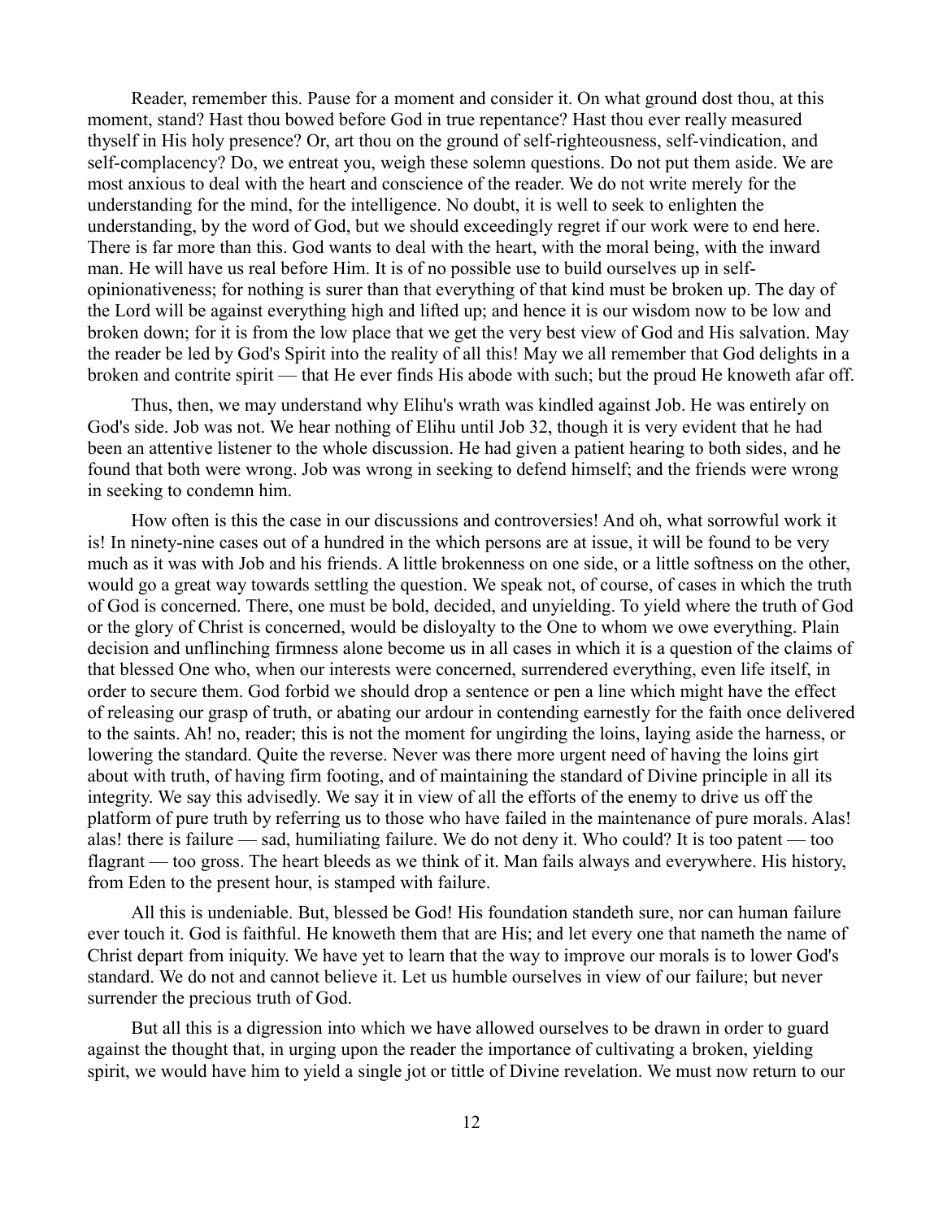Reader, remember this. Pause for a moment and consider it. On what ground dost thou, at this moment, stand? Hast thou bowed before God in true repentance? Hast thou ever really measured thyself in His holy presence? Or, art thou on the ground of self-righteousness, self-vindication, and self-complacency? Do, we entreat you, weigh these solemn questions. Do not put them aside. We are most anxious to deal with the heart and conscience of the reader. We do not write merely for the understanding for the mind, for the intelligence. No doubt, it is well to seek to enlighten the understanding, by the word of God, but we should exceedingly regret if our work were to end here. There is far more than this. God wants to deal with the heart, with the moral being, with the inward man. He will have us real before Him. It is of no possible use to build ourselves up in self-opinionativeness; for nothing is surer than that everything of that kind must be broken up. The day of the Lord will be against everything high and lifted up; and hence it is our wisdom now to be low and broken down; for it is from the low place that we get the very best view of God and His salvation. May the reader be led by God's Spirit into the reality of all this! May we all remember that God delights in a broken and contrite spirit — that He ever finds His abode with such; but the proud He knoweth afar off.

Thus, then, we may understand why Elihu's wrath was kindled against Job. He was entirely on God's side. Job was not. We hear nothing of Elihu until Job 32, though it is very evident that he had been an attentive listener to the whole discussion. He had given a patient hearing to both sides, and he found that both were wrong. Job was wrong in seeking to defend himself; and the friends were wrong in seeking to condemn him.

How often is this the case in our discussions and controversies! And oh, what sorrowful work it is! In ninety-nine cases out of a hundred in the which persons are at issue, it will be found to be very much as it was with Job and his friends. A little brokenness on one side, or a little softness on the other, would go a great way towards settling the question. We speak not, of course, of cases in which the truth of God is concerned. There, one must be bold, decided, and unyielding. To yield where the truth of God or the glory of Christ is concerned, would be disloyalty to the One to whom we owe everything. Plain decision and unflinching firmness alone become us in all cases in which it is a question of the claims of that blessed One who, when our interests were concerned, surrendered everything, even life itself, in order to secure them. God forbid we should drop a sentence or pen a line which might have the effect of releasing our grasp of truth, or abating our ardour in contending earnestly for the faith once delivered to the saints. Ah! no, reader; this is not the moment for ungirding the loins, laying aside the harness, or lowering the standard. Quite the reverse. Never was there more urgent need of having the loins girt about with truth, of having firm footing, and of maintaining the standard of Divine principle in all its integrity. We say this advisedly. We say it in view of all the efforts of the enemy to drive us off the platform of pure truth by referring us to those who have failed in the maintenance of pure morals. Alas! alas! there is failure — sad, humiliating failure. We do not deny it. Who could? It is too patent — too flagrant — too gross. The heart bleeds as we think of it. Man fails always and everywhere. His history, from Eden to the present hour, is stamped with failure.

All this is undeniable. But, blessed be God! His foundation standeth sure, nor can human failure ever touch it. God is faithful. He knoweth them that are His; and let every one that nameth the name of Christ depart from iniquity. We have yet to learn that the way to improve our morals is to lower God's standard. We do not and cannot believe it. Let us humble ourselves in view of our failure; but never surrender the precious truth of God.

But all this is a digression into which we have allowed ourselves to be drawn in order to guard against the thought that, in urging upon the reader the importance of cultivating a broken, yielding spirit, we would have him to yield a single jot or tittle of Divine revelation. We must now return to our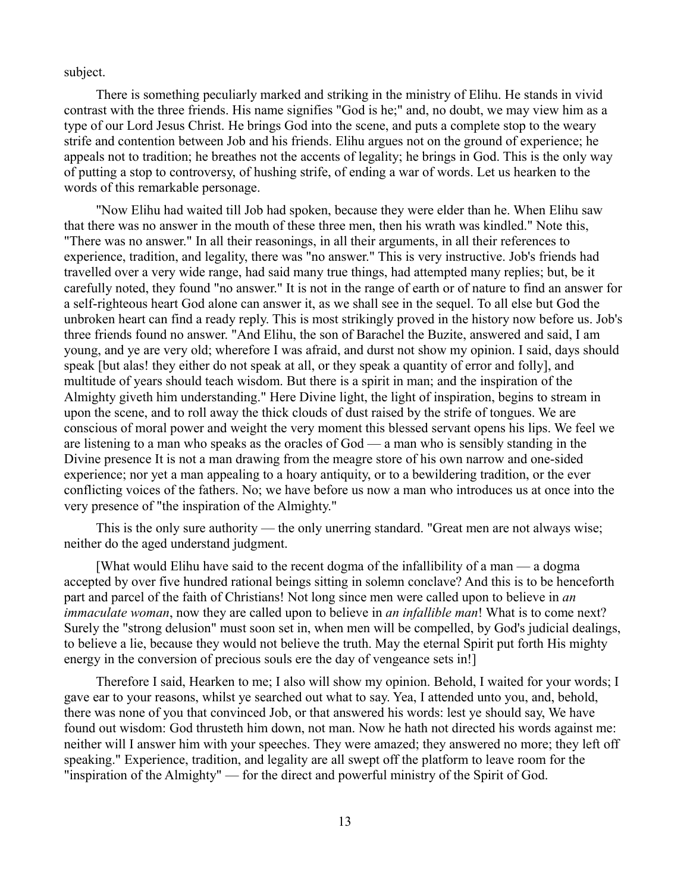subject.

There is something peculiarly marked and striking in the ministry of Elihu. He stands in vivid contrast with the three friends. His name signifies "God is he;" and, no doubt, we may view him as a type of our Lord Jesus Christ. He brings God into the scene, and puts a complete stop to the weary strife and contention between Job and his friends. Elihu argues not on the ground of experience; he appeals not to tradition; he breathes not the accents of legality; he brings in God. This is the only way of putting a stop to controversy, of hushing strife, of ending a war of words. Let us hearken to the words of this remarkable personage.

"Now Elihu had waited till Job had spoken, because they were elder than he. When Elihu saw that there was no answer in the mouth of these three men, then his wrath was kindled." Note this, "There was no answer." In all their reasonings, in all their arguments, in all their references to experience, tradition, and legality, there was "no answer." This is very instructive. Job's friends had travelled over a very wide range, had said many true things, had attempted many replies; but, be it carefully noted, they found "no answer." It is not in the range of earth or of nature to find an answer for a self-righteous heart God alone can answer it, as we shall see in the sequel. To all else but God the unbroken heart can find a ready reply. This is most strikingly proved in the history now before us. Job's three friends found no answer. "And Elihu, the son of Barachel the Buzite, answered and said, I am young, and ye are very old; wherefore I was afraid, and durst not show my opinion. I said, days should speak [but alas! they either do not speak at all, or they speak a quantity of error and folly], and multitude of years should teach wisdom. But there is a spirit in man; and the inspiration of the Almighty giveth him understanding." Here Divine light, the light of inspiration, begins to stream in upon the scene, and to roll away the thick clouds of dust raised by the strife of tongues. We are conscious of moral power and weight the very moment this blessed servant opens his lips. We feel we are listening to a man who speaks as the oracles of God — a man who is sensibly standing in the Divine presence It is not a man drawing from the meagre store of his own narrow and one-sided experience; nor yet a man appealing to a hoary antiquity, or to a bewildering tradition, or the ever conflicting voices of the fathers. No; we have before us now a man who introduces us at once into the very presence of "the inspiration of the Almighty."

This is the only sure authority — the only unerring standard. "Great men are not always wise; neither do the aged understand judgment.

[What would Elihu have said to the recent dogma of the infallibility of a man — a dogma accepted by over five hundred rational beings sitting in solemn conclave? And this is to be henceforth part and parcel of the faith of Christians! Not long since men were called upon to believe in *an immaculate woman*, now they are called upon to believe in *an infallible man*! What is to come next? Surely the "strong delusion" must soon set in, when men will be compelled, by God's judicial dealings, to believe a lie, because they would not believe the truth. May the eternal Spirit put forth His mighty energy in the conversion of precious souls ere the day of vengeance sets in!]

Therefore I said, Hearken to me; I also will show my opinion. Behold, I waited for your words; I gave ear to your reasons, whilst ye searched out what to say. Yea, I attended unto you, and, behold, there was none of you that convinced Job, or that answered his words: lest ye should say, We have found out wisdom: God thrusteth him down, not man. Now he hath not directed his words against me: neither will I answer him with your speeches. They were amazed; they answered no more; they left off speaking." Experience, tradition, and legality are all swept off the platform to leave room for the "inspiration of the Almighty" — for the direct and powerful ministry of the Spirit of God.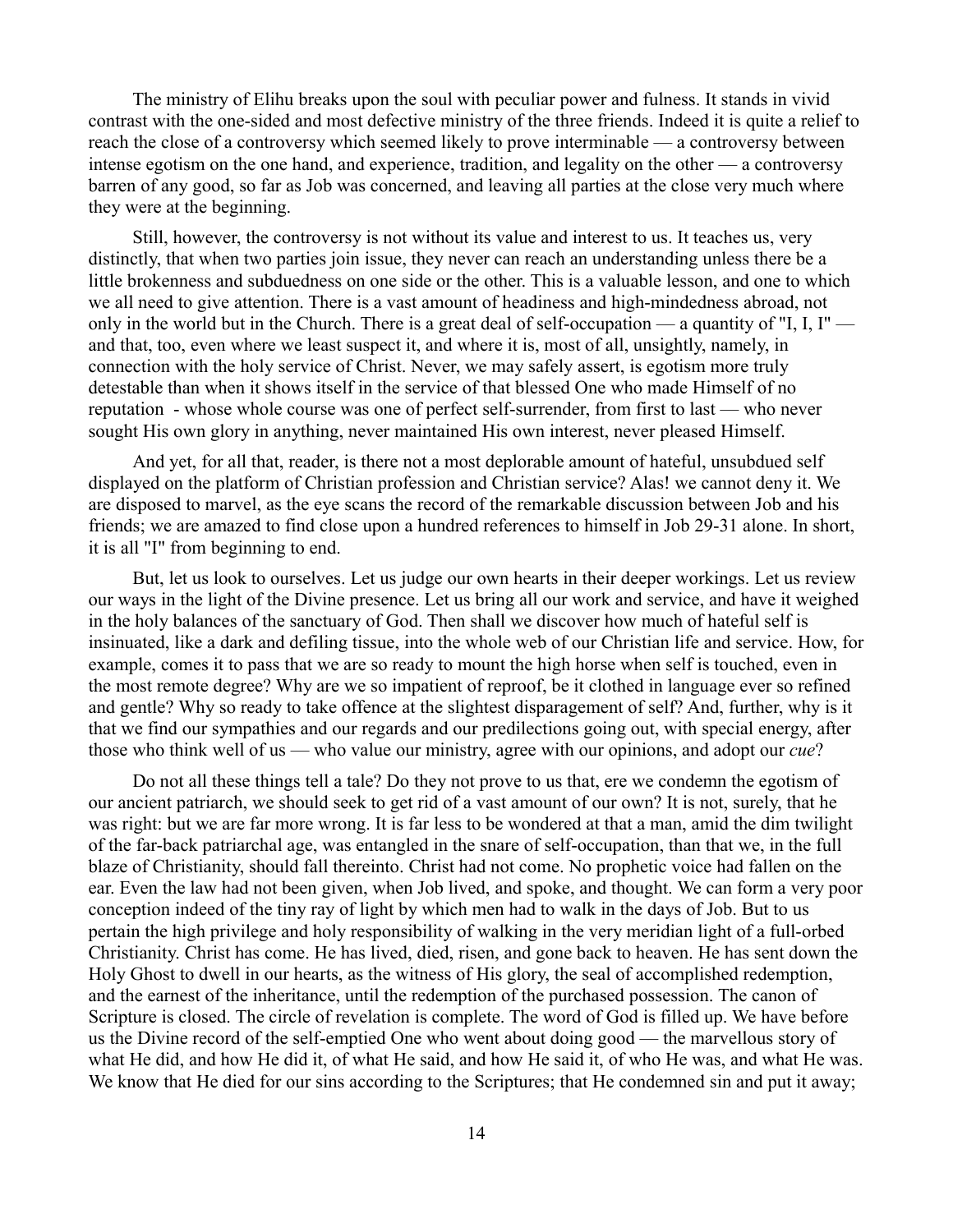The ministry of Elihu breaks upon the soul with peculiar power and fulness. It stands in vivid contrast with the one-sided and most defective ministry of the three friends. Indeed it is quite a relief to reach the close of a controversy which seemed likely to prove interminable — a controversy between intense egotism on the one hand, and experience, tradition, and legality on the other — a controversy barren of any good, so far as Job was concerned, and leaving all parties at the close very much where they were at the beginning.

Still, however, the controversy is not without its value and interest to us. It teaches us, very distinctly, that when two parties join issue, they never can reach an understanding unless there be a little brokenness and subduedness on one side or the other. This is a valuable lesson, and one to which we all need to give attention. There is a vast amount of headiness and high-mindedness abroad, not only in the world but in the Church. There is a great deal of self-occupation — a quantity of "I, I, I" — and that, too, even where we least suspect it, and where it is, most of all, unsightly, namely, in connection with the holy service of Christ. Never, we may safely assert, is egotism more truly detestable than when it shows itself in the service of that blessed One who made Himself of no reputation - whose whole course was one of perfect self-surrender, from first to last — who never sought His own glory in anything, never maintained His own interest, never pleased Himself.

And yet, for all that, reader, is there not a most deplorable amount of hateful, unsubdued self displayed on the platform of Christian profession and Christian service? Alas! we cannot deny it. We are disposed to marvel, as the eye scans the record of the remarkable discussion between Job and his friends; we are amazed to find close upon a hundred references to himself in Job 29-31 alone. In short, it is all "I" from beginning to end.

But, let us look to ourselves. Let us judge our own hearts in their deeper workings. Let us review our ways in the light of the Divine presence. Let us bring all our work and service, and have it weighed in the holy balances of the sanctuary of God. Then shall we discover how much of hateful self is insinuated, like a dark and defiling tissue, into the whole web of our Christian life and service. How, for example, comes it to pass that we are so ready to mount the high horse when self is touched, even in the most remote degree? Why are we so impatient of reproof, be it clothed in language ever so refined and gentle? Why so ready to take offence at the slightest disparagement of self? And, further, why is it that we find our sympathies and our regards and our predilections going out, with special energy, after those who think well of us — who value our ministry, agree with our opinions, and adopt our *cue*?

Do not all these things tell a tale? Do they not prove to us that, ere we condemn the egotism of our ancient patriarch, we should seek to get rid of a vast amount of our own? It is not, surely, that he was right: but we are far more wrong. It is far less to be wondered at that a man, amid the dim twilight of the far-back patriarchal age, was entangled in the snare of self-occupation, than that we, in the full blaze of Christianity, should fall thereinto. Christ had not come. No prophetic voice had fallen on the ear. Even the law had not been given, when Job lived, and spoke, and thought. We can form a very poor conception indeed of the tiny ray of light by which men had to walk in the days of Job. But to us pertain the high privilege and holy responsibility of walking in the very meridian light of a full-orbed Christianity. Christ has come. He has lived, died, risen, and gone back to heaven. He has sent down the Holy Ghost to dwell in our hearts, as the witness of His glory, the seal of accomplished redemption, and the earnest of the inheritance, until the redemption of the purchased possession. The canon of Scripture is closed. The circle of revelation is complete. The word of God is filled up. We have before us the Divine record of the self-emptied One who went about doing good — the marvellous story of what He did, and how He did it, of what He said, and how He said it, of who He was, and what He was. We know that He died for our sins according to the Scriptures; that He condemned sin and put it away;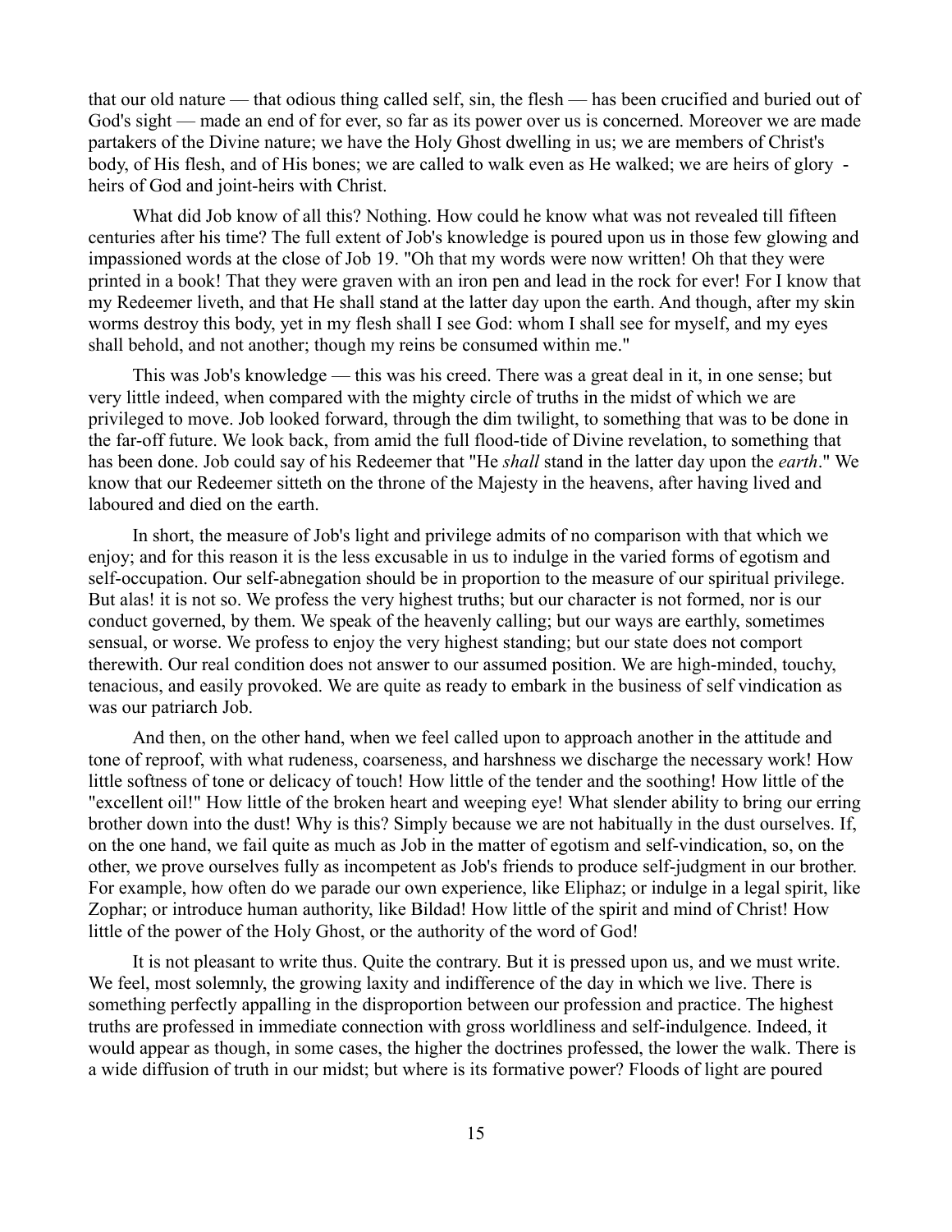that our old nature — that odious thing called self, sin, the flesh — has been crucified and buried out of God's sight — made an end of for ever, so far as its power over us is concerned. Moreover we are made partakers of the Divine nature; we have the Holy Ghost dwelling in us; we are members of Christ's body, of His flesh, and of His bones; we are called to walk even as He walked; we are heirs of glory - heirs of God and joint-heirs with Christ.

What did Job know of all this? Nothing. How could he know what was not revealed till fifteen centuries after his time? The full extent of Job's knowledge is poured upon us in those few glowing and impassioned words at the close of Job 19. "Oh that my words were now written! Oh that they were printed in a book! That they were graven with an iron pen and lead in the rock for ever! For I know that my Redeemer liveth, and that He shall stand at the latter day upon the earth. And though, after my skin worms destroy this body, yet in my flesh shall I see God: whom I shall see for myself, and my eyes shall behold, and not another; though my reins be consumed within me."

This was Job's knowledge — this was his creed. There was a great deal in it, in one sense; but very little indeed, when compared with the mighty circle of truths in the midst of which we are privileged to move. Job looked forward, through the dim twilight, to something that was to be done in the far-off future. We look back, from amid the full flood-tide of Divine revelation, to something that has been done. Job could say of his Redeemer that "He *shall* stand in the latter day upon the *earth*." We know that our Redeemer sitteth on the throne of the Majesty in the heavens, after having lived and laboured and died on the earth.

In short, the measure of Job's light and privilege admits of no comparison with that which we enjoy; and for this reason it is the less excusable in us to indulge in the varied forms of egotism and self-occupation. Our self-abnegation should be in proportion to the measure of our spiritual privilege. But alas! it is not so. We profess the very highest truths; but our character is not formed, nor is our conduct governed, by them. We speak of the heavenly calling; but our ways are earthly, sometimes sensual, or worse. We profess to enjoy the very highest standing; but our state does not comport therewith. Our real condition does not answer to our assumed position. We are high-minded, touchy, tenacious, and easily provoked. We are quite as ready to embark in the business of self vindication as was our patriarch Job.

And then, on the other hand, when we feel called upon to approach another in the attitude and tone of reproof, with what rudeness, coarseness, and harshness we discharge the necessary work! How little softness of tone or delicacy of touch! How little of the tender and the soothing! How little of the "excellent oil!" How little of the broken heart and weeping eye! What slender ability to bring our erring brother down into the dust! Why is this? Simply because we are not habitually in the dust ourselves. If, on the one hand, we fail quite as much as Job in the matter of egotism and self-vindication, so, on the other, we prove ourselves fully as incompetent as Job's friends to produce self-judgment in our brother. For example, how often do we parade our own experience, like Eliphaz; or indulge in a legal spirit, like Zophar; or introduce human authority, like Bildad! How little of the spirit and mind of Christ! How little of the power of the Holy Ghost, or the authority of the word of God!

It is not pleasant to write thus. Quite the contrary. But it is pressed upon us, and we must write. We feel, most solemnly, the growing laxity and indifference of the day in which we live. There is something perfectly appalling in the disproportion between our profession and practice. The highest truths are professed in immediate connection with gross worldliness and self-indulgence. Indeed, it would appear as though, in some cases, the higher the doctrines professed, the lower the walk. There is a wide diffusion of truth in our midst; but where is its formative power? Floods of light are poured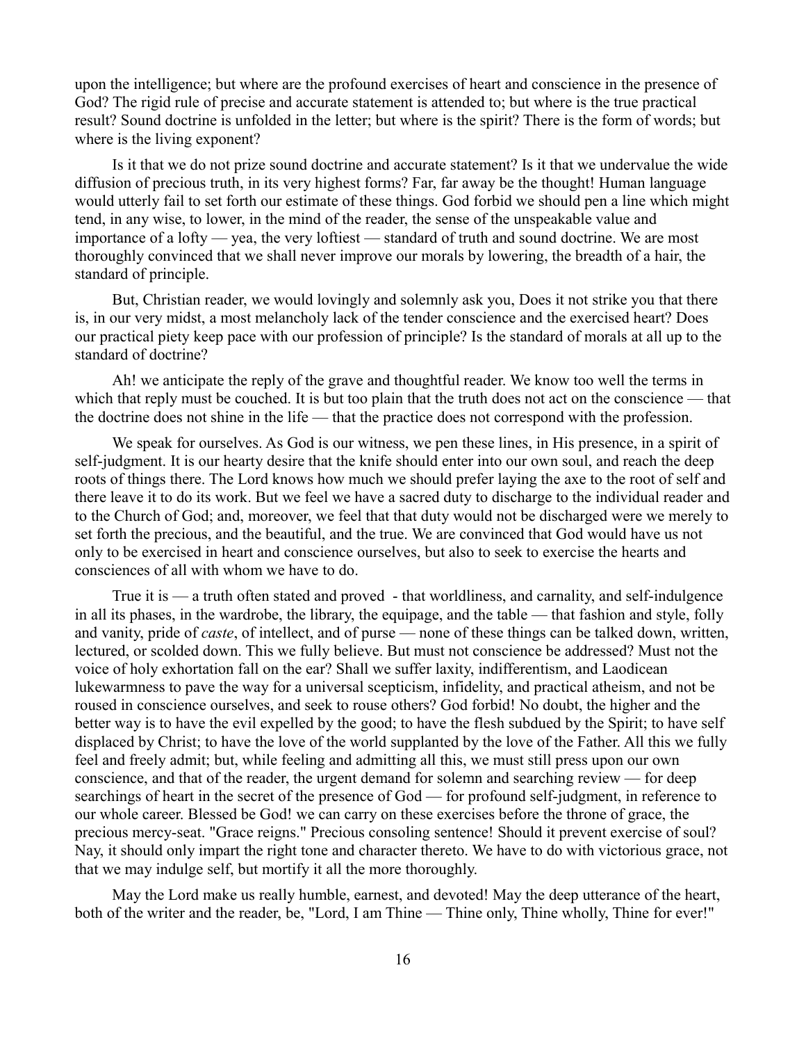upon the intelligence; but where are the profound exercises of heart and conscience in the presence of God? The rigid rule of precise and accurate statement is attended to; but where is the true practical result? Sound doctrine is unfolded in the letter; but where is the spirit? There is the form of words; but where is the living exponent?

Is it that we do not prize sound doctrine and accurate statement? Is it that we undervalue the wide diffusion of precious truth, in its very highest forms? Far, far away be the thought! Human language would utterly fail to set forth our estimate of these things. God forbid we should pen a line which might tend, in any wise, to lower, in the mind of the reader, the sense of the unspeakable value and importance of a lofty — yea, the very loftiest — standard of truth and sound doctrine. We are most thoroughly convinced that we shall never improve our morals by lowering, the breadth of a hair, the standard of principle.

But, Christian reader, we would lovingly and solemnly ask you, Does it not strike you that there is, in our very midst, a most melancholy lack of the tender conscience and the exercised heart? Does our practical piety keep pace with our profession of principle? Is the standard of morals at all up to the standard of doctrine?

Ah! we anticipate the reply of the grave and thoughtful reader. We know too well the terms in which that reply must be couched. It is but too plain that the truth does not act on the conscience — that the doctrine does not shine in the life — that the practice does not correspond with the profession.

We speak for ourselves. As God is our witness, we pen these lines, in His presence, in a spirit of self-judgment. It is our hearty desire that the knife should enter into our own soul, and reach the deep roots of things there. The Lord knows how much we should prefer laying the axe to the root of self and there leave it to do its work. But we feel we have a sacred duty to discharge to the individual reader and to the Church of God; and, moreover, we feel that that duty would not be discharged were we merely to set forth the precious, and the beautiful, and the true. We are convinced that God would have us not only to be exercised in heart and conscience ourselves, but also to seek to exercise the hearts and consciences of all with whom we have to do.

True it is — a truth often stated and proved - that worldliness, and carnality, and self-indulgence in all its phases, in the wardrobe, the library, the equipage, and the table — that fashion and style, folly and vanity, pride of *caste*, of intellect, and of purse — none of these things can be talked down, written, lectured, or scolded down. This we fully believe. But must not conscience be addressed? Must not the voice of holy exhortation fall on the ear? Shall we suffer laxity, indifferentism, and Laodicean lukewarmness to pave the way for a universal scepticism, infidelity, and practical atheism, and not be roused in conscience ourselves, and seek to rouse others? God forbid! No doubt, the higher and the better way is to have the evil expelled by the good; to have the flesh subdued by the Spirit; to have self displaced by Christ; to have the love of the world supplanted by the love of the Father. All this we fully feel and freely admit; but, while feeling and admitting all this, we must still press upon our own conscience, and that of the reader, the urgent demand for solemn and searching review — for deep searchings of heart in the secret of the presence of God — for profound self-judgment, in reference to our whole career. Blessed be God! we can carry on these exercises before the throne of grace, the precious mercy-seat. "Grace reigns." Precious consoling sentence! Should it prevent exercise of soul? Nay, it should only impart the right tone and character thereto. We have to do with victorious grace, not that we may indulge self, but mortify it all the more thoroughly.

May the Lord make us really humble, earnest, and devoted! May the deep utterance of the heart, both of the writer and the reader, be, "Lord, I am Thine — Thine only, Thine wholly, Thine for ever!"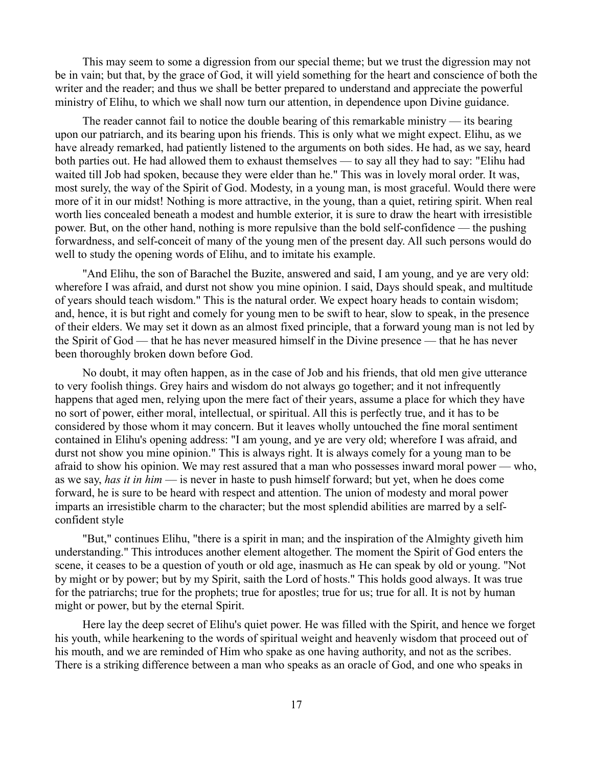This may seem to some a digression from our special theme; but we trust the digression may not be in vain; but that, by the grace of God, it will yield something for the heart and conscience of both the writer and the reader; and thus we shall be better prepared to understand and appreciate the powerful ministry of Elihu, to which we shall now turn our attention, in dependence upon Divine guidance.

The reader cannot fail to notice the double bearing of this remarkable ministry — its bearing upon our patriarch, and its bearing upon his friends. This is only what we might expect. Elihu, as we have already remarked, had patiently listened to the arguments on both sides. He had, as we say, heard both parties out. He had allowed them to exhaust themselves — to say all they had to say: "Elihu had waited till Job had spoken, because they were elder than he." This was in lovely moral order. It was, most surely, the way of the Spirit of God. Modesty, in a young man, is most graceful. Would there were more of it in our midst! Nothing is more attractive, in the young, than a quiet, retiring spirit. When real worth lies concealed beneath a modest and humble exterior, it is sure to draw the heart with irresistible power. But, on the other hand, nothing is more repulsive than the bold self-confidence — the pushing forwardness, and self-conceit of many of the young men of the present day. All such persons would do well to study the opening words of Elihu, and to imitate his example.

"And Elihu, the son of Barachel the Buzite, answered and said, I am young, and ye are very old: wherefore I was afraid, and durst not show you mine opinion. I said, Days should speak, and multitude of years should teach wisdom." This is the natural order. We expect hoary heads to contain wisdom; and, hence, it is but right and comely for young men to be swift to hear, slow to speak, in the presence of their elders. We may set it down as an almost fixed principle, that a forward young man is not led by the Spirit of God — that he has never measured himself in the Divine presence — that he has never been thoroughly broken down before God.

No doubt, it may often happen, as in the case of Job and his friends, that old men give utterance to very foolish things. Grey hairs and wisdom do not always go together; and it not infrequently happens that aged men, relying upon the mere fact of their years, assume a place for which they have no sort of power, either moral, intellectual, or spiritual. All this is perfectly true, and it has to be considered by those whom it may concern. But it leaves wholly untouched the fine moral sentiment contained in Elihu's opening address: "I am young, and ye are very old; wherefore I was afraid, and durst not show you mine opinion." This is always right. It is always comely for a young man to be afraid to show his opinion. We may rest assured that a man who possesses inward moral power — who, as we say, *has it in him* — is never in haste to push himself forward; but yet, when he does come forward, he is sure to be heard with respect and attention. The union of modesty and moral power imparts an irresistible charm to the character; but the most splendid abilities are marred by a self-confident style

"But," continues Elihu, "there is a spirit in man; and the inspiration of the Almighty giveth him understanding." This introduces another element altogether. The moment the Spirit of God enters the scene, it ceases to be a question of youth or old age, inasmuch as He can speak by old or young. "Not by might or by power; but by my Spirit, saith the Lord of hosts." This holds good always. It was true for the patriarchs; true for the prophets; true for apostles; true for us; true for all. It is not by human might or power, but by the eternal Spirit.

Here lay the deep secret of Elihu's quiet power. He was filled with the Spirit, and hence we forget his youth, while hearkening to the words of spiritual weight and heavenly wisdom that proceed out of his mouth, and we are reminded of Him who spake as one having authority, and not as the scribes. There is a striking difference between a man who speaks as an oracle of God, and one who speaks in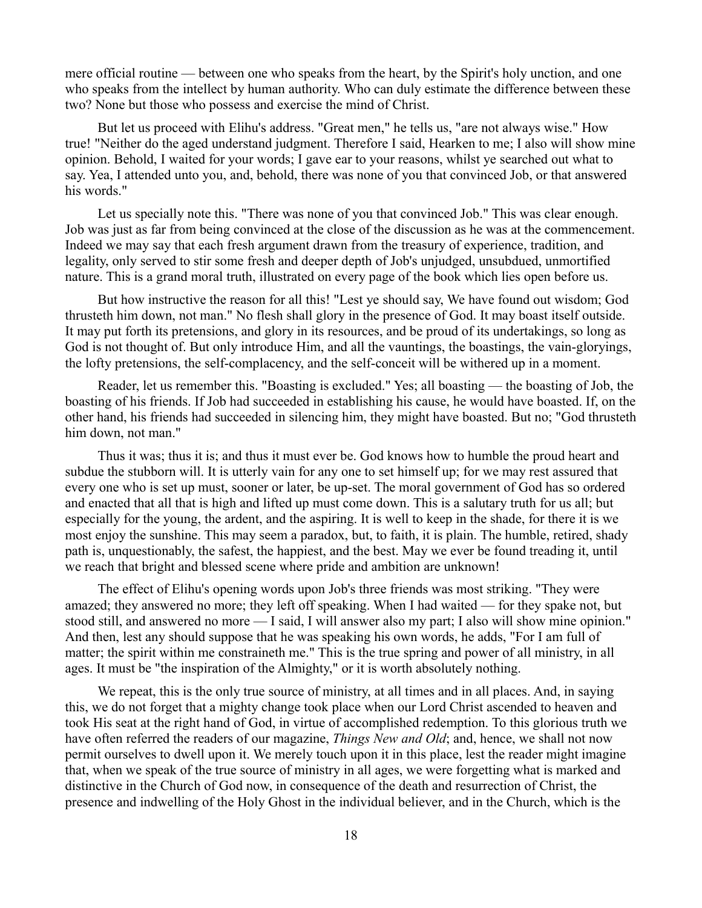mere official routine — between one who speaks from the heart, by the Spirit's holy unction, and one who speaks from the intellect by human authority. Who can duly estimate the difference between these two? None but those who possess and exercise the mind of Christ.

But let us proceed with Elihu's address. "Great men," he tells us, "are not always wise." How true! "Neither do the aged understand judgment. Therefore I said, Hearken to me; I also will show mine opinion. Behold, I waited for your words; I gave ear to your reasons, whilst ye searched out what to say. Yea, I attended unto you, and, behold, there was none of you that convinced Job, or that answered his words."

Let us specially note this. "There was none of you that convinced Job." This was clear enough. Job was just as far from being convinced at the close of the discussion as he was at the commencement. Indeed we may say that each fresh argument drawn from the treasury of experience, tradition, and legality, only served to stir some fresh and deeper depth of Job's unjudged, unsubdued, unmortified nature. This is a grand moral truth, illustrated on every page of the book which lies open before us.

But how instructive the reason for all this! "Lest ye should say, We have found out wisdom; God thrusteth him down, not man." No flesh shall glory in the presence of God. It may boast itself outside. It may put forth its pretensions, and glory in its resources, and be proud of its undertakings, so long as God is not thought of. But only introduce Him, and all the vauntings, the boastings, the vain-gloryings, the lofty pretensions, the self-complacency, and the self-conceit will be withered up in a moment.

Reader, let us remember this. "Boasting is excluded." Yes; all boasting — the boasting of Job, the boasting of his friends. If Job had succeeded in establishing his cause, he would have boasted. If, on the other hand, his friends had succeeded in silencing him, they might have boasted. But no; "God thrusteth him down, not man."

Thus it was; thus it is; and thus it must ever be. God knows how to humble the proud heart and subdue the stubborn will. It is utterly vain for any one to set himself up; for we may rest assured that every one who is set up must, sooner or later, be up-set. The moral government of God has so ordered and enacted that all that is high and lifted up must come down. This is a salutary truth for us all; but especially for the young, the ardent, and the aspiring. It is well to keep in the shade, for there it is we most enjoy the sunshine. This may seem a paradox, but, to faith, it is plain. The humble, retired, shady path is, unquestionably, the safest, the happiest, and the best. May we ever be found treading it, until we reach that bright and blessed scene where pride and ambition are unknown!

The effect of Elihu's opening words upon Job's three friends was most striking. "They were amazed; they answered no more; they left off speaking. When I had waited — for they spake not, but stood still, and answered no more — I said, I will answer also my part; I also will show mine opinion." And then, lest any should suppose that he was speaking his own words, he adds, "For I am full of matter; the spirit within me constraineth me." This is the true spring and power of all ministry, in all ages. It must be "the inspiration of the Almighty," or it is worth absolutely nothing.

We repeat, this is the only true source of ministry, at all times and in all places. And, in saying this, we do not forget that a mighty change took place when our Lord Christ ascended to heaven and took His seat at the right hand of God, in virtue of accomplished redemption. To this glorious truth we have often referred the readers of our magazine, *Things New and Old*; and, hence, we shall not now permit ourselves to dwell upon it. We merely touch upon it in this place, lest the reader might imagine that, when we speak of the true source of ministry in all ages, we were forgetting what is marked and distinctive in the Church of God now, in consequence of the death and resurrection of Christ, the presence and indwelling of the Holy Ghost in the individual believer, and in the Church, which is the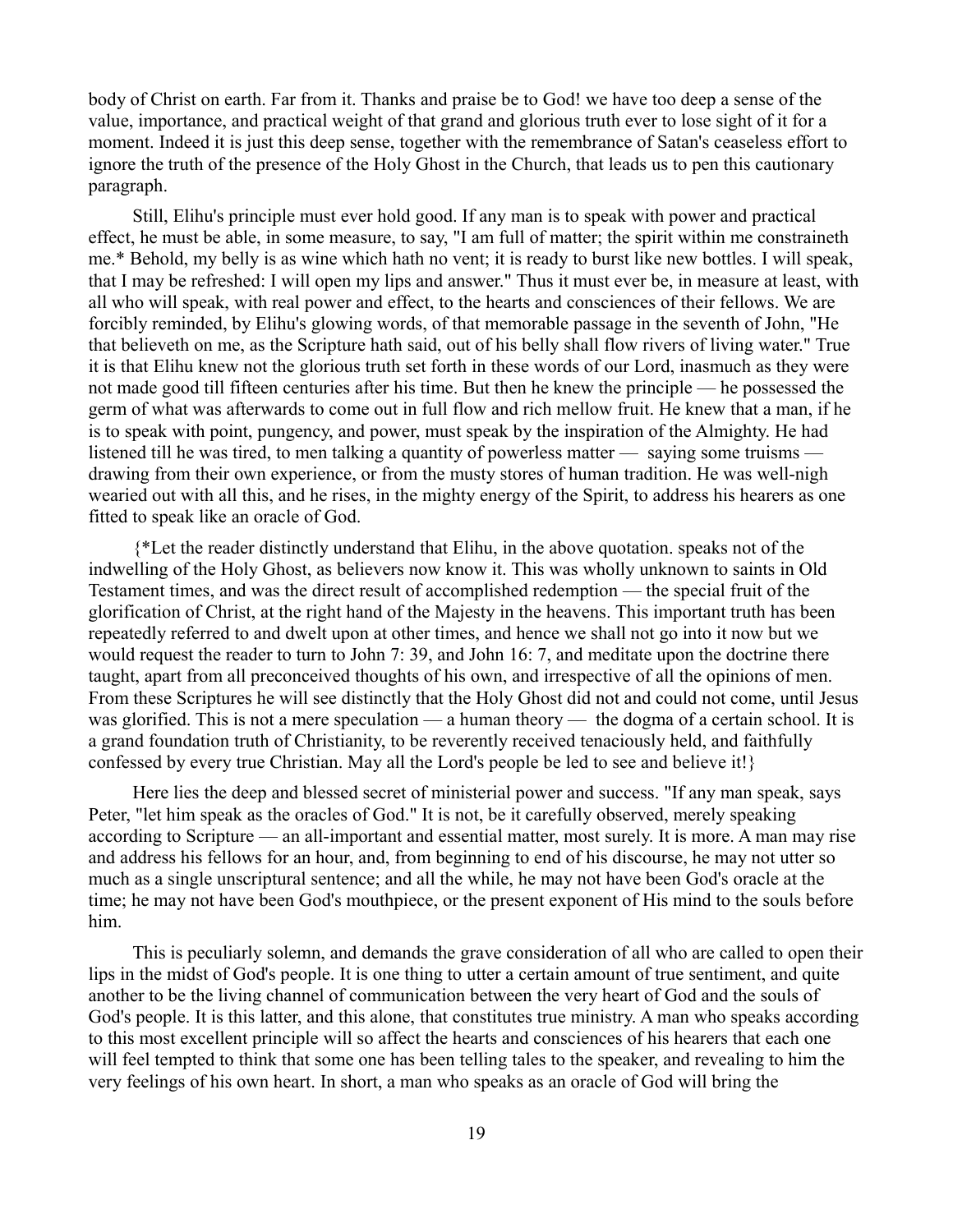body of Christ on earth. Far from it. Thanks and praise be to God! we have too deep a sense of the value, importance, and practical weight of that grand and glorious truth ever to lose sight of it for a moment. Indeed it is just this deep sense, together with the remembrance of Satan's ceaseless effort to ignore the truth of the presence of the Holy Ghost in the Church, that leads us to pen this cautionary paragraph.

Still, Elihu's principle must ever hold good. If any man is to speak with power and practical effect, he must be able, in some measure, to say, "I am full of matter; the spirit within me constraineth me.* Behold, my belly is as wine which hath no vent; it is ready to burst like new bottles. I will speak, that I may be refreshed: I will open my lips and answer." Thus it must ever be, in measure at least, with all who will speak, with real power and effect, to the hearts and consciences of their fellows. We are forcibly reminded, by Elihu's glowing words, of that memorable passage in the seventh of John, "He that believeth on me, as the Scripture hath said, out of his belly shall flow rivers of living water." True it is that Elihu knew not the glorious truth set forth in these words of our Lord, inasmuch as they were not made good till fifteen centuries after his time. But then he knew the principle — he possessed the germ of what was afterwards to come out in full flow and rich mellow fruit. He knew that a man, if he is to speak with point, pungency, and power, must speak by the inspiration of the Almighty. He had listened till he was tired, to men talking a quantity of powerless matter — saying some truisms — drawing from their own experience, or from the musty stores of human tradition. He was well-nigh wearied out with all this, and he rises, in the mighty energy of the Spirit, to address his hearers as one fitted to speak like an oracle of God.

{*Let the reader distinctly understand that Elihu, in the above quotation. speaks not of the indwelling of the Holy Ghost, as believers now know it. This was wholly unknown to saints in Old Testament times, and was the direct result of accomplished redemption — the special fruit of the glorification of Christ, at the right hand of the Majesty in the heavens. This important truth has been repeatedly referred to and dwelt upon at other times, and hence we shall not go into it now but we would request the reader to turn to John 7: 39, and John 16: 7, and meditate upon the doctrine there taught, apart from all preconceived thoughts of his own, and irrespective of all the opinions of men. From these Scriptures he will see distinctly that the Holy Ghost did not and could not come, until Jesus was glorified. This is not a mere speculation — a human theory — the dogma of a certain school. It is a grand foundation truth of Christianity, to be reverently received tenaciously held, and faithfully confessed by every true Christian. May all the Lord's people be led to see and believe it!}

Here lies the deep and blessed secret of ministerial power and success. "If any man speak, says Peter, "let him speak as the oracles of God." It is not, be it carefully observed, merely speaking according to Scripture — an all-important and essential matter, most surely. It is more. A man may rise and address his fellows for an hour, and, from beginning to end of his discourse, he may not utter so much as a single unscriptural sentence; and all the while, he may not have been God's oracle at the time; he may not have been God's mouthpiece, or the present exponent of His mind to the souls before him.

This is peculiarly solemn, and demands the grave consideration of all who are called to open their lips in the midst of God's people. It is one thing to utter a certain amount of true sentiment, and quite another to be the living channel of communication between the very heart of God and the souls of God's people. It is this latter, and this alone, that constitutes true ministry. A man who speaks according to this most excellent principle will so affect the hearts and consciences of his hearers that each one will feel tempted to think that some one has been telling tales to the speaker, and revealing to him the very feelings of his own heart. In short, a man who speaks as an oracle of God will bring the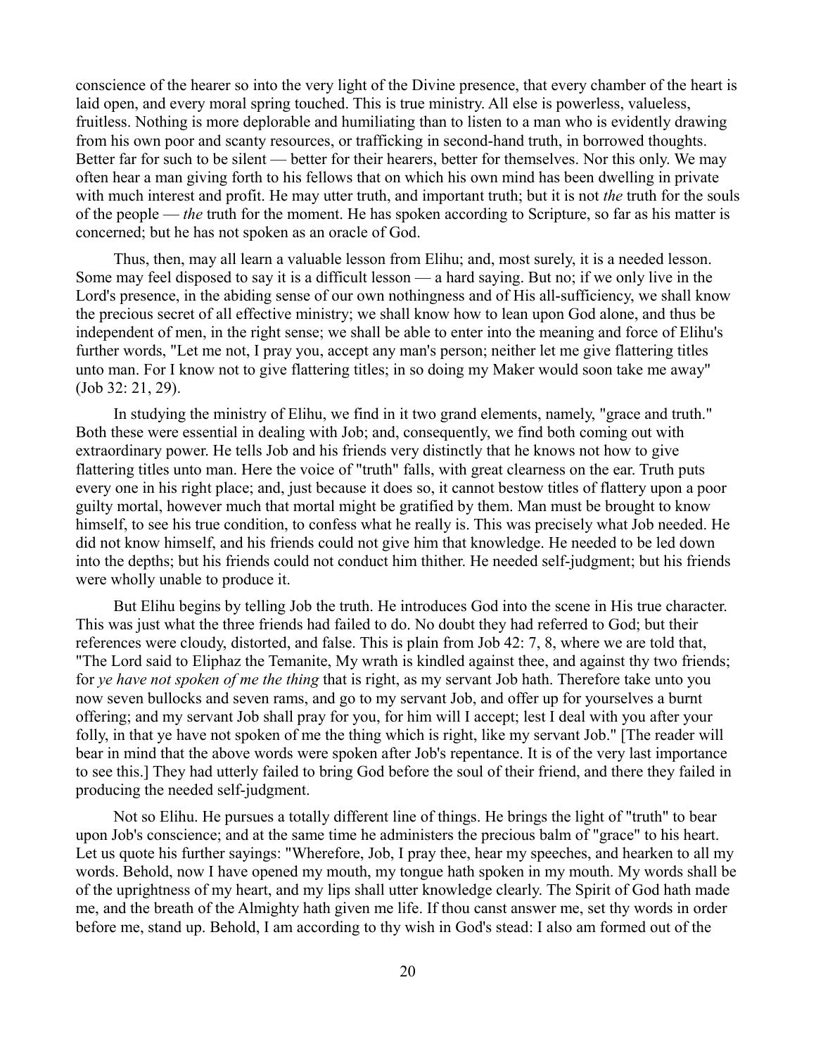conscience of the hearer so into the very light of the Divine presence, that every chamber of the heart is laid open, and every moral spring touched. This is true ministry. All else is powerless, valueless, fruitless. Nothing is more deplorable and humiliating than to listen to a man who is evidently drawing from his own poor and scanty resources, or trafficking in second-hand truth, in borrowed thoughts. Better far for such to be silent — better for their hearers, better for themselves. Nor this only. We may often hear a man giving forth to his fellows that on which his own mind has been dwelling in private with much interest and profit. He may utter truth, and important truth; but it is not *the* truth for the souls of the people — *the* truth for the moment. He has spoken according to Scripture, so far as his matter is concerned; but he has not spoken as an oracle of God.

Thus, then, may all learn a valuable lesson from Elihu; and, most surely, it is a needed lesson. Some may feel disposed to say it is a difficult lesson — a hard saying. But no; if we only live in the Lord's presence, in the abiding sense of our own nothingness and of His all-sufficiency, we shall know the precious secret of all effective ministry; we shall know how to lean upon God alone, and thus be independent of men, in the right sense; we shall be able to enter into the meaning and force of Elihu's further words, "Let me not, I pray you, accept any man's person; neither let me give flattering titles unto man. For I know not to give flattering titles; in so doing my Maker would soon take me away" (Job 32: 21, 29).

In studying the ministry of Elihu, we find in it two grand elements, namely, "grace and truth." Both these were essential in dealing with Job; and, consequently, we find both coming out with extraordinary power. He tells Job and his friends very distinctly that he knows not how to give flattering titles unto man. Here the voice of "truth" falls, with great clearness on the ear. Truth puts every one in his right place; and, just because it does so, it cannot bestow titles of flattery upon a poor guilty mortal, however much that mortal might be gratified by them. Man must be brought to know himself, to see his true condition, to confess what he really is. This was precisely what Job needed. He did not know himself, and his friends could not give him that knowledge. He needed to be led down into the depths; but his friends could not conduct him thither. He needed self-judgment; but his friends were wholly unable to produce it.

But Elihu begins by telling Job the truth. He introduces God into the scene in His true character. This was just what the three friends had failed to do. No doubt they had referred to God; but their references were cloudy, distorted, and false. This is plain from Job 42: 7, 8, where we are told that, "The Lord said to Eliphaz the Temanite, My wrath is kindled against thee, and against thy two friends; for *ye have not spoken of me the thing* that is right, as my servant Job hath. Therefore take unto you now seven bullocks and seven rams, and go to my servant Job, and offer up for yourselves a burnt offering; and my servant Job shall pray for you, for him will I accept; lest I deal with you after your folly, in that ye have not spoken of me the thing which is right, like my servant Job." [The reader will bear in mind that the above words were spoken after Job's repentance. It is of the very last importance to see this.] They had utterly failed to bring God before the soul of their friend, and there they failed in producing the needed self-judgment.

Not so Elihu. He pursues a totally different line of things. He brings the light of "truth" to bear upon Job's conscience; and at the same time he administers the precious balm of "grace" to his heart. Let us quote his further sayings: "Wherefore, Job, I pray thee, hear my speeches, and hearken to all my words. Behold, now I have opened my mouth, my tongue hath spoken in my mouth. My words shall be of the uprightness of my heart, and my lips shall utter knowledge clearly. The Spirit of God hath made me, and the breath of the Almighty hath given me life. If thou canst answer me, set thy words in order before me, stand up. Behold, I am according to thy wish in God's stead: I also am formed out of the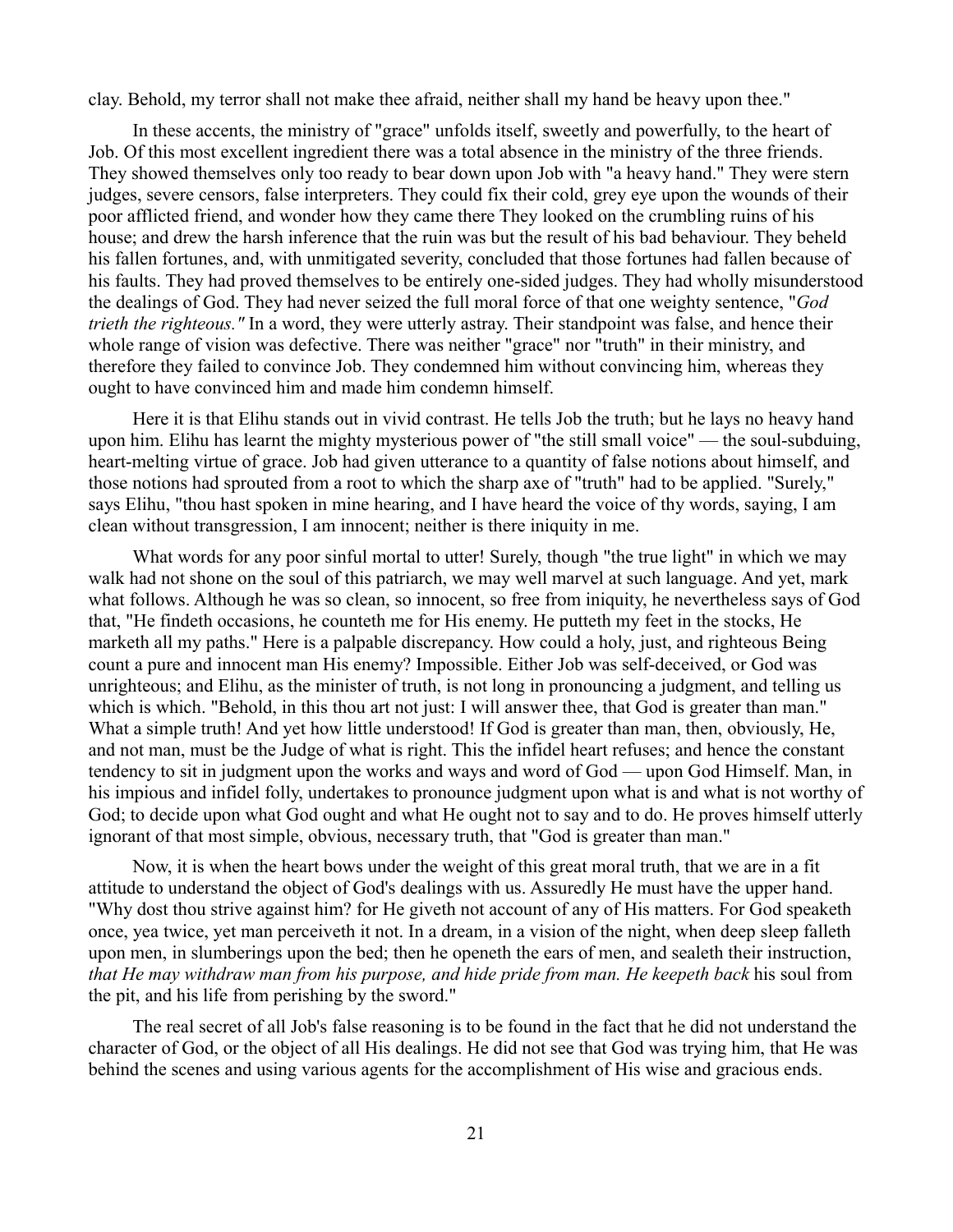clay. Behold, my terror shall not make thee afraid, neither shall my hand be heavy upon thee."

In these accents, the ministry of "grace" unfolds itself, sweetly and powerfully, to the heart of Job. Of this most excellent ingredient there was a total absence in the ministry of the three friends. They showed themselves only too ready to bear down upon Job with "a heavy hand." They were stern judges, severe censors, false interpreters. They could fix their cold, grey eye upon the wounds of their poor afflicted friend, and wonder how they came there They looked on the crumbling ruins of his house; and drew the harsh inference that the ruin was but the result of his bad behaviour. They beheld his fallen fortunes, and, with unmitigated severity, concluded that those fortunes had fallen because of his faults. They had proved themselves to be entirely one-sided judges. They had wholly misunderstood the dealings of God. They had never seized the full moral force of that one weighty sentence, "*God trieth the righteous."* In a word, they were utterly astray. Their standpoint was false, and hence their whole range of vision was defective. There was neither "grace" nor "truth" in their ministry, and therefore they failed to convince Job. They condemned him without convincing him, whereas they ought to have convinced him and made him condemn himself.

Here it is that Elihu stands out in vivid contrast. He tells Job the truth; but he lays no heavy hand upon him. Elihu has learnt the mighty mysterious power of "the still small voice" — the soul-subduing, heart-melting virtue of grace. Job had given utterance to a quantity of false notions about himself, and those notions had sprouted from a root to which the sharp axe of "truth" had to be applied. "Surely," says Elihu, "thou hast spoken in mine hearing, and I have heard the voice of thy words, saying, I am clean without transgression, I am innocent; neither is there iniquity in me.

What words for any poor sinful mortal to utter! Surely, though "the true light" in which we may walk had not shone on the soul of this patriarch, we may well marvel at such language. And yet, mark what follows. Although he was so clean, so innocent, so free from iniquity, he nevertheless says of God that, "He findeth occasions, he counteth me for His enemy. He putteth my feet in the stocks, He marketh all my paths." Here is a palpable discrepancy. How could a holy, just, and righteous Being count a pure and innocent man His enemy? Impossible. Either Job was self-deceived, or God was unrighteous; and Elihu, as the minister of truth, is not long in pronouncing a judgment, and telling us which is which. "Behold, in this thou art not just: I will answer thee, that God is greater than man." What a simple truth! And yet how little understood! If God is greater than man, then, obviously, He, and not man, must be the Judge of what is right. This the infidel heart refuses; and hence the constant tendency to sit in judgment upon the works and ways and word of God — upon God Himself. Man, in his impious and infidel folly, undertakes to pronounce judgment upon what is and what is not worthy of God; to decide upon what God ought and what He ought not to say and to do. He proves himself utterly ignorant of that most simple, obvious, necessary truth, that "God is greater than man."

Now, it is when the heart bows under the weight of this great moral truth, that we are in a fit attitude to understand the object of God's dealings with us. Assuredly He must have the upper hand. "Why dost thou strive against him? for He giveth not account of any of His matters. For God speaketh once, yea twice, yet man perceiveth it not. In a dream, in a vision of the night, when deep sleep falleth upon men, in slumberings upon the bed; then he openeth the ears of men, and sealeth their instruction, *that He may withdraw man from his purpose, and hide pride from man. He keepeth back* his soul from the pit, and his life from perishing by the sword."

The real secret of all Job's false reasoning is to be found in the fact that he did not understand the character of God, or the object of all His dealings. He did not see that God was trying him, that He was behind the scenes and using various agents for the accomplishment of His wise and gracious ends.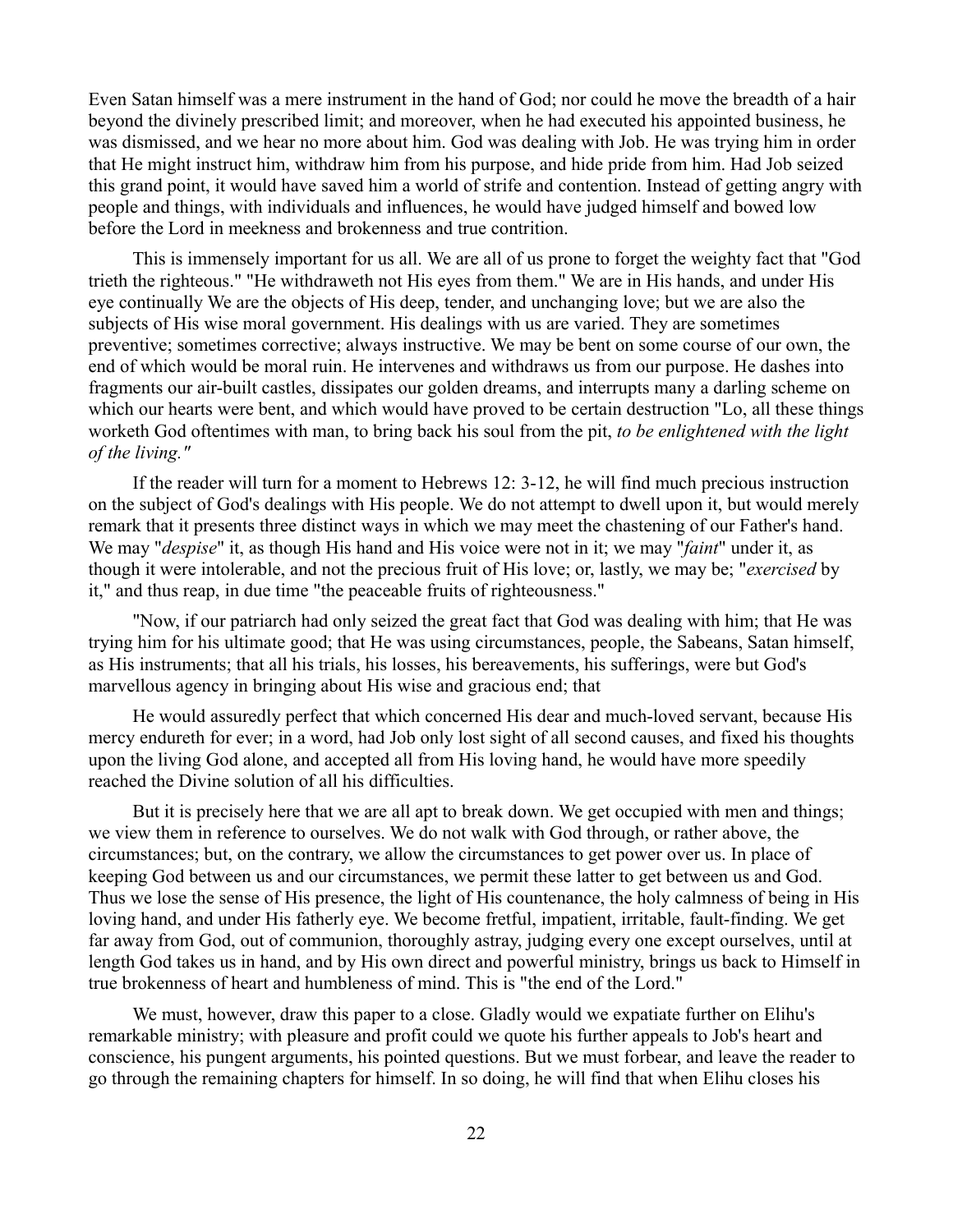Even Satan himself was a mere instrument in the hand of God; nor could he move the breadth of a hair beyond the divinely prescribed limit; and moreover, when he had executed his appointed business, he was dismissed, and we hear no more about him. God was dealing with Job. He was trying him in order that He might instruct him, withdraw him from his purpose, and hide pride from him. Had Job seized this grand point, it would have saved him a world of strife and contention. Instead of getting angry with people and things, with individuals and influences, he would have judged himself and bowed low before the Lord in meekness and brokenness and true contrition.

This is immensely important for us all. We are all of us prone to forget the weighty fact that "God trieth the righteous." "He withdraweth not His eyes from them." We are in His hands, and under His eye continually We are the objects of His deep, tender, and unchanging love; but we are also the subjects of His wise moral government. His dealings with us are varied. They are sometimes preventive; sometimes corrective; always instructive. We may be bent on some course of our own, the end of which would be moral ruin. He intervenes and withdraws us from our purpose. He dashes into fragments our air-built castles, dissipates our golden dreams, and interrupts many a darling scheme on which our hearts were bent, and which would have proved to be certain destruction "Lo, all these things worketh God oftentimes with man, to bring back his soul from the pit, *to be enlightened with the light of the living."*

If the reader will turn for a moment to Hebrews 12: 3-12, he will find much precious instruction on the subject of God's dealings with His people. We do not attempt to dwell upon it, but would merely remark that it presents three distinct ways in which we may meet the chastening of our Father's hand. We may "*despise*" it, as though His hand and His voice were not in it; we may "*faint*" under it, as though it were intolerable, and not the precious fruit of His love; or, lastly, we may be; "*exercised* by it," and thus reap, in due time "the peaceable fruits of righteousness."

"Now, if our patriarch had only seized the great fact that God was dealing with him; that He was trying him for his ultimate good; that He was using circumstances, people, the Sabeans, Satan himself, as His instruments; that all his trials, his losses, his bereavements, his sufferings, were but God's marvellous agency in bringing about His wise and gracious end; that

He would assuredly perfect that which concerned His dear and much-loved servant, because His mercy endureth for ever; in a word, had Job only lost sight of all second causes, and fixed his thoughts upon the living God alone, and accepted all from His loving hand, he would have more speedily reached the Divine solution of all his difficulties.

But it is precisely here that we are all apt to break down. We get occupied with men and things; we view them in reference to ourselves. We do not walk with God through, or rather above, the circumstances; but, on the contrary, we allow the circumstances to get power over us. In place of keeping God between us and our circumstances, we permit these latter to get between us and God. Thus we lose the sense of His presence, the light of His countenance, the holy calmness of being in His loving hand, and under His fatherly eye. We become fretful, impatient, irritable, fault-finding. We get far away from God, out of communion, thoroughly astray, judging every one except ourselves, until at length God takes us in hand, and by His own direct and powerful ministry, brings us back to Himself in true brokenness of heart and humbleness of mind. This is "the end of the Lord."

We must, however, draw this paper to a close. Gladly would we expatiate further on Elihu's remarkable ministry; with pleasure and profit could we quote his further appeals to Job's heart and conscience, his pungent arguments, his pointed questions. But we must forbear, and leave the reader to go through the remaining chapters for himself. In so doing, he will find that when Elihu closes his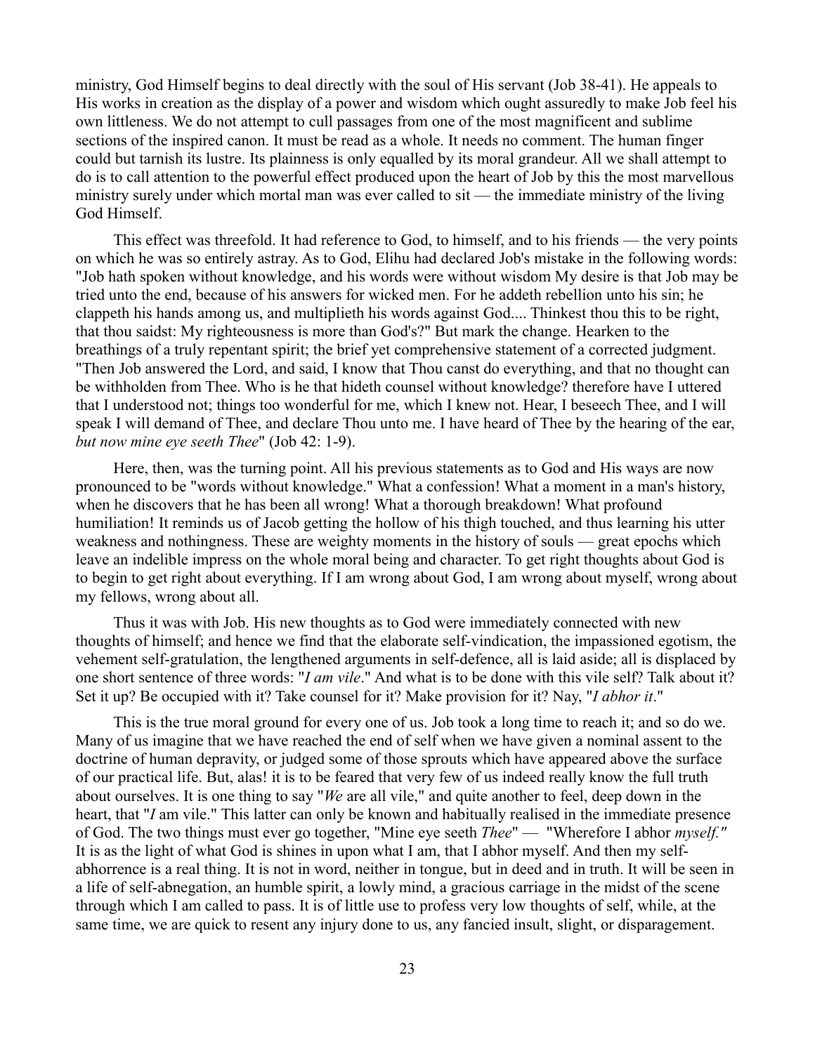ministry, God Himself begins to deal directly with the soul of His servant (Job 38-41). He appeals to His works in creation as the display of a power and wisdom which ought assuredly to make Job feel his own littleness. We do not attempt to cull passages from one of the most magnificent and sublime sections of the inspired canon. It must be read as a whole. It needs no comment. The human finger could but tarnish its lustre. Its plainness is only equalled by its moral grandeur. All we shall attempt to do is to call attention to the powerful effect produced upon the heart of Job by this the most marvellous ministry surely under which mortal man was ever called to sit — the immediate ministry of the living God Himself.

This effect was threefold. It had reference to God, to himself, and to his friends — the very points on which he was so entirely astray. As to God, Elihu had declared Job's mistake in the following words: "Job hath spoken without knowledge, and his words were without wisdom My desire is that Job may be tried unto the end, because of his answers for wicked men. For he addeth rebellion unto his sin; he clappeth his hands among us, and multiplieth his words against God.... Thinkest thou this to be right, that thou saidst: My righteousness is more than God's?" But mark the change. Hearken to the breathings of a truly repentant spirit; the brief yet comprehensive statement of a corrected judgment. "Then Job answered the Lord, and said, I know that Thou canst do everything, and that no thought can be withholden from Thee. Who is he that hideth counsel without knowledge? therefore have I uttered that I understood not; things too wonderful for me, which I knew not. Hear, I beseech Thee, and I will speak I will demand of Thee, and declare Thou unto me. I have heard of Thee by the hearing of the ear, *but now mine eye seeth Thee*" (Job 42: 1-9).

Here, then, was the turning point. All his previous statements as to God and His ways are now pronounced to be "words without knowledge." What a confession! What a moment in a man's history, when he discovers that he has been all wrong! What a thorough breakdown! What profound humiliation! It reminds us of Jacob getting the hollow of his thigh touched, and thus learning his utter weakness and nothingness. These are weighty moments in the history of souls — great epochs which leave an indelible impress on the whole moral being and character. To get right thoughts about God is to begin to get right about everything. If I am wrong about God, I am wrong about myself, wrong about my fellows, wrong about all.

Thus it was with Job. His new thoughts as to God were immediately connected with new thoughts of himself; and hence we find that the elaborate self-vindication, the impassioned egotism, the vehement self-gratulation, the lengthened arguments in self-defence, all is laid aside; all is displaced by one short sentence of three words: "*I am vile*." And what is to be done with this vile self? Talk about it? Set it up? Be occupied with it? Take counsel for it? Make provision for it? Nay, "*I abhor it*."

This is the true moral ground for every one of us. Job took a long time to reach it; and so do we. Many of us imagine that we have reached the end of self when we have given a nominal assent to the doctrine of human depravity, or judged some of those sprouts which have appeared above the surface of our practical life. But, alas! it is to be feared that very few of us indeed really know the full truth about ourselves. It is one thing to say "*We* are all vile," and quite another to feel, deep down in the heart, that "*I* am vile." This latter can only be known and habitually realised in the immediate presence of God. The two things must ever go together, "Mine eye seeth *Thee*" — "Wherefore I abhor *myself."* It is as the light of what God is shines in upon what I am, that I abhor myself. And then my self-abhorrence is a real thing. It is not in word, neither in tongue, but in deed and in truth. It will be seen in a life of self-abnegation, an humble spirit, a lowly mind, a gracious carriage in the midst of the scene through which I am called to pass. It is of little use to profess very low thoughts of self, while, at the same time, we are quick to resent any injury done to us, any fancied insult, slight, or disparagement.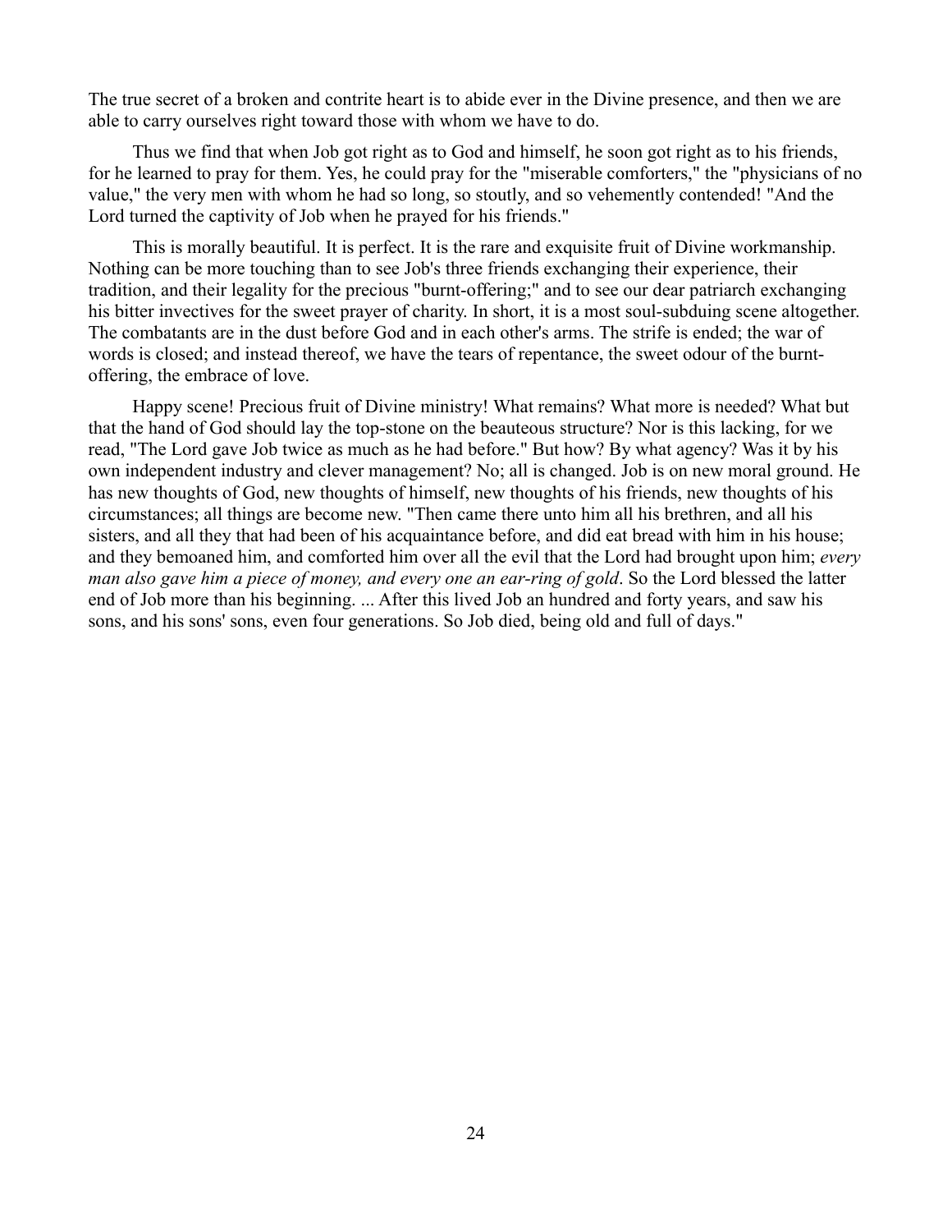The true secret of a broken and contrite heart is to abide ever in the Divine presence, and then we are able to carry ourselves right toward those with whom we have to do.

Thus we find that when Job got right as to God and himself, he soon got right as to his friends, for he learned to pray for them. Yes, he could pray for the "miserable comforters," the "physicians of no value," the very men with whom he had so long, so stoutly, and so vehemently contended! "And the Lord turned the captivity of Job when he prayed for his friends."

This is morally beautiful. It is perfect. It is the rare and exquisite fruit of Divine workmanship. Nothing can be more touching than to see Job's three friends exchanging their experience, their tradition, and their legality for the precious "burnt-offering;" and to see our dear patriarch exchanging his bitter invectives for the sweet prayer of charity. In short, it is a most soul-subduing scene altogether. The combatants are in the dust before God and in each other's arms. The strife is ended; the war of words is closed; and instead thereof, we have the tears of repentance, the sweet odour of the burnt-offering, the embrace of love.

Happy scene! Precious fruit of Divine ministry! What remains? What more is needed? What but that the hand of God should lay the top-stone on the beauteous structure? Nor is this lacking, for we read, "The Lord gave Job twice as much as he had before." But how? By what agency? Was it by his own independent industry and clever management? No; all is changed. Job is on new moral ground. He has new thoughts of God, new thoughts of himself, new thoughts of his friends, new thoughts of his circumstances; all things are become new. "Then came there unto him all his brethren, and all his sisters, and all they that had been of his acquaintance before, and did eat bread with him in his house; and they bemoaned him, and comforted him over all the evil that the Lord had brought upon him; *every man also gave him a piece of money, and every one an ear-ring of gold*. So the Lord blessed the latter end of Job more than his beginning. ... After this lived Job an hundred and forty years, and saw his sons, and his sons' sons, even four generations. So Job died, being old and full of days."